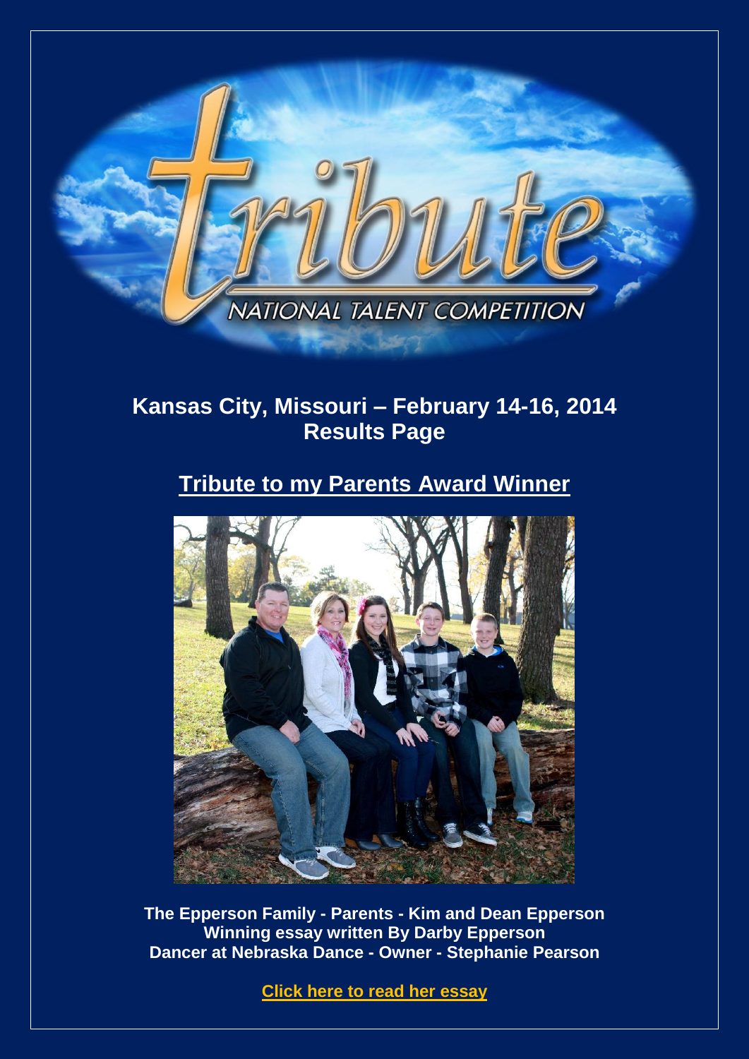# tribute

NATIONAL TALENT COMPETITION

## Kansas City, Missouri – February 14-16, 2014
## Results Page

## Tribute to my Parents Award Winner

**The Epperson Family - Parents - Kim and Dean Epperson**
**Winning essay written By Darby Epperson**
**Dancer at Nebraska Dance - Owner - Stephanie Pearson**

**Click here to read her essay**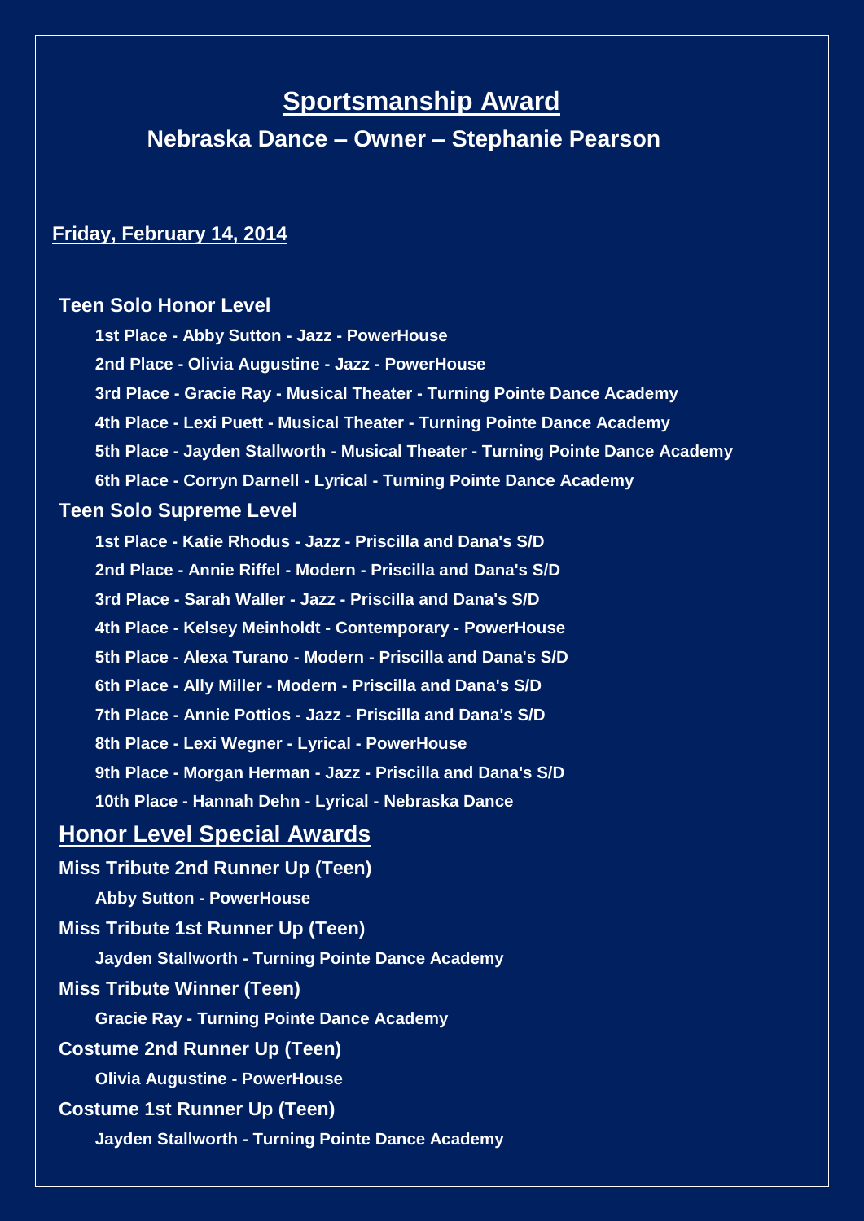# Sportsmanship Award

## Nebraska Dance – Owner – Stephanie Pearson

**Friday, February 14, 2014**

### Teen Solo Honor Level

**1st Place - Abby Sutton - Jazz - PowerHouse**

**2nd Place - Olivia Augustine - Jazz - PowerHouse**

**3rd Place - Gracie Ray - Musical Theater - Turning Pointe Dance Academy**

**4th Place - Lexi Puett - Musical Theater - Turning Pointe Dance Academy**

**5th Place - Jayden Stallworth - Musical Theater - Turning Pointe Dance Academy**

**6th Place - Corryn Darnell - Lyrical - Turning Pointe Dance Academy**

### Teen Solo Supreme Level

**1st Place - Katie Rhodus - Jazz - Priscilla and Dana's S/D**

**2nd Place - Annie Riffel - Modern - Priscilla and Dana's S/D**

**3rd Place - Sarah Waller - Jazz - Priscilla and Dana's S/D**

**4th Place - Kelsey Meinholdt - Contemporary - PowerHouse**

**5th Place - Alexa Turano - Modern - Priscilla and Dana's S/D**

**6th Place - Ally Miller - Modern - Priscilla and Dana's S/D**

**7th Place - Annie Pottios - Jazz - Priscilla and Dana's S/D**

**8th Place - Lexi Wegner - Lyrical - PowerHouse**

**9th Place - Morgan Herman - Jazz - Priscilla and Dana's S/D**

**10th Place - Hannah Dehn - Lyrical - Nebraska Dance**

## Honor Level Special Awards

### Miss Tribute 2nd Runner Up (Teen)

**Abby Sutton - PowerHouse**

### Miss Tribute 1st Runner Up (Teen)

**Jayden Stallworth - Turning Pointe Dance Academy**

### Miss Tribute Winner (Teen)

**Gracie Ray - Turning Pointe Dance Academy**

### Costume 2nd Runner Up (Teen)

**Olivia Augustine - PowerHouse**

### Costume 1st Runner Up (Teen)

**Jayden Stallworth - Turning Pointe Dance Academy**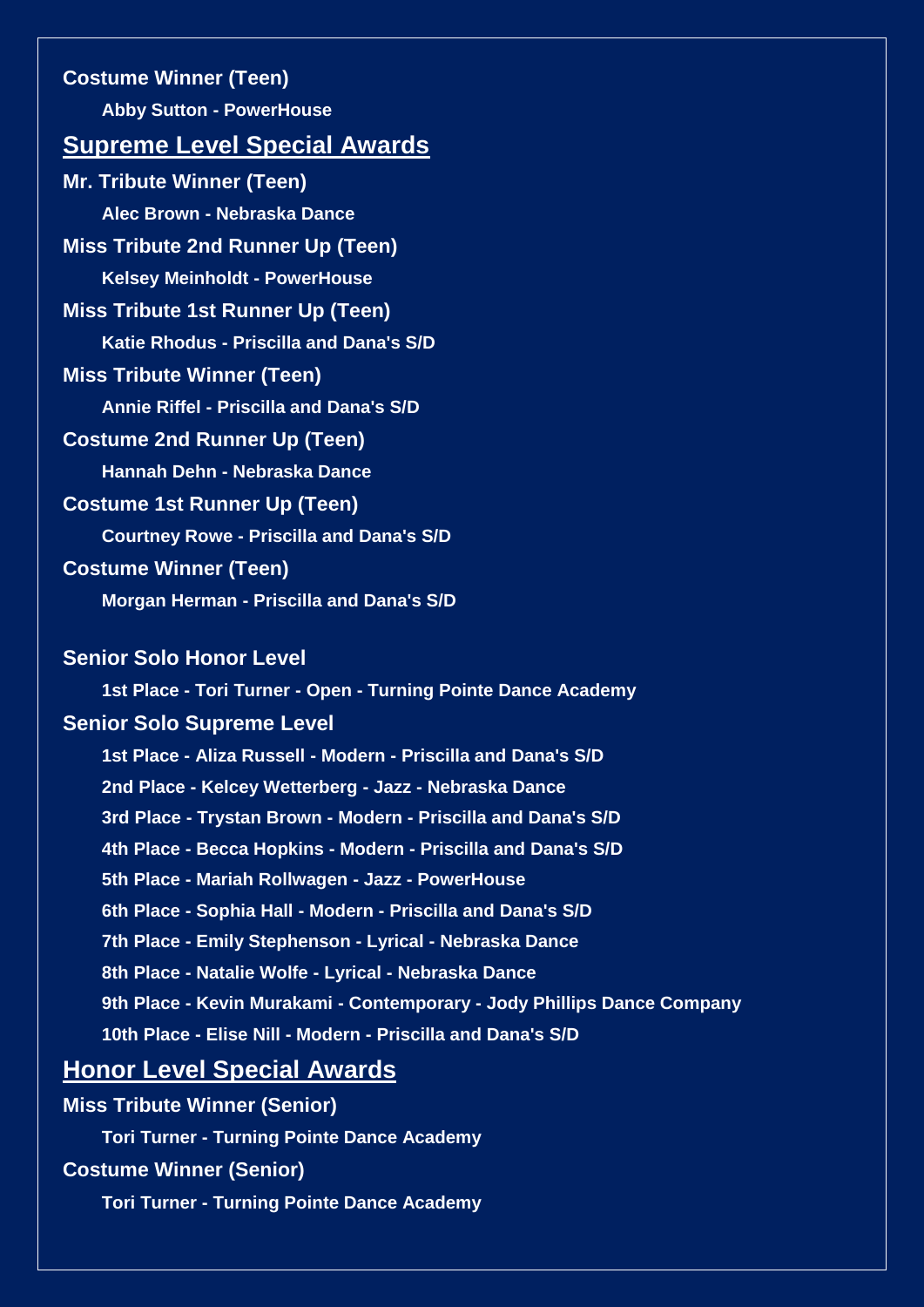**Costume Winner (Teen)**

Abby Sutton - PowerHouse

## Supreme Level Special Awards

**Mr. Tribute Winner (Teen)**

Alec Brown - Nebraska Dance

**Miss Tribute 2nd Runner Up (Teen)**

Kelsey Meinholdt - PowerHouse

**Miss Tribute 1st Runner Up (Teen)**

Katie Rhodus - Priscilla and Dana's S/D

**Miss Tribute Winner (Teen)**

Annie Riffel - Priscilla and Dana's S/D

**Costume 2nd Runner Up (Teen)**

Hannah Dehn - Nebraska Dance

**Costume 1st Runner Up (Teen)**

Courtney Rowe - Priscilla and Dana's S/D

**Costume Winner (Teen)**

Morgan Herman - Priscilla and Dana's S/D

**Senior Solo Honor Level**

1st Place - Tori Turner - Open - Turning Pointe Dance Academy

**Senior Solo Supreme Level**

1st Place - Aliza Russell - Modern - Priscilla and Dana's S/D

2nd Place - Kelcey Wetterberg - Jazz - Nebraska Dance

3rd Place - Trystan Brown - Modern - Priscilla and Dana's S/D

4th Place - Becca Hopkins - Modern - Priscilla and Dana's S/D

5th Place - Mariah Rollwagen - Jazz - PowerHouse

6th Place - Sophia Hall - Modern - Priscilla and Dana's S/D

7th Place - Emily Stephenson - Lyrical - Nebraska Dance

8th Place - Natalie Wolfe - Lyrical - Nebraska Dance

9th Place - Kevin Murakami - Contemporary - Jody Phillips Dance Company

10th Place - Elise Nill - Modern - Priscilla and Dana's S/D

## Honor Level Special Awards

**Miss Tribute Winner (Senior)**

Tori Turner - Turning Pointe Dance Academy

**Costume Winner (Senior)**

Tori Turner - Turning Pointe Dance Academy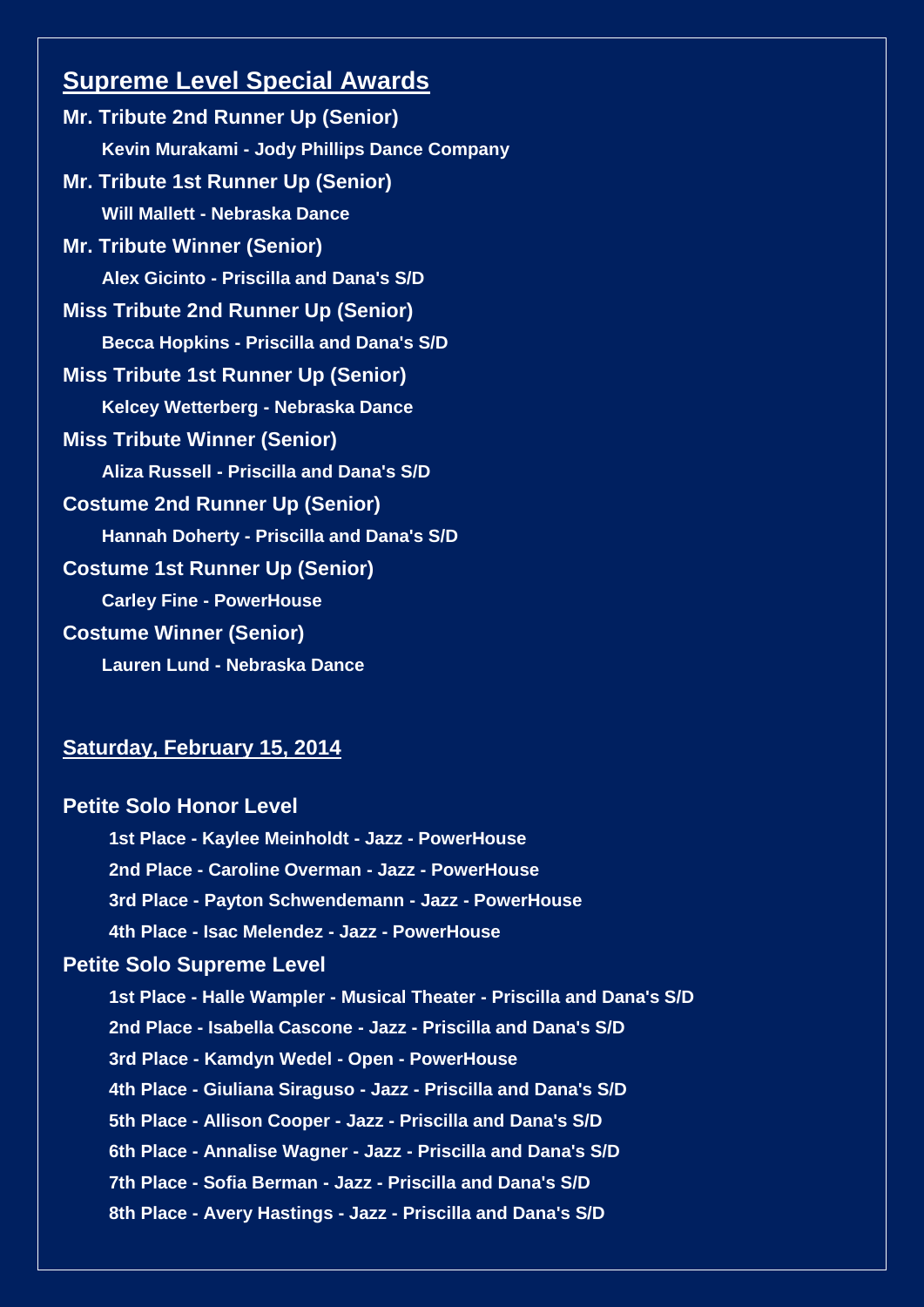## Supreme Level Special Awards

**Mr. Tribute 2nd Runner Up (Senior)**

**Kevin Murakami - Jody Phillips Dance Company**

**Mr. Tribute 1st Runner Up (Senior)**

**Will Mallett - Nebraska Dance**

**Mr. Tribute Winner (Senior)**

**Alex Gicinto - Priscilla and Dana's S/D**

**Miss Tribute 2nd Runner Up (Senior)**

**Becca Hopkins - Priscilla and Dana's S/D**

**Miss Tribute 1st Runner Up (Senior)**

**Kelcey Wetterberg - Nebraska Dance**

**Miss Tribute Winner (Senior)**

**Aliza Russell - Priscilla and Dana's S/D**

**Costume 2nd Runner Up (Senior)**

**Hannah Doherty - Priscilla and Dana's S/D**

**Costume 1st Runner Up (Senior)**

**Carley Fine - PowerHouse**

**Costume Winner (Senior)**

**Lauren Lund - Nebraska Dance**

## Saturday, February 15, 2014

### Petite Solo Honor Level

**1st Place - Kaylee Meinholdt - Jazz - PowerHouse**

**2nd Place - Caroline Overman - Jazz - PowerHouse**

**3rd Place - Payton Schwendemann - Jazz - PowerHouse**

**4th Place - Isac Melendez - Jazz - PowerHouse**

### Petite Solo Supreme Level

**1st Place - Halle Wampler - Musical Theater - Priscilla and Dana's S/D**

**2nd Place - Isabella Cascone - Jazz - Priscilla and Dana's S/D**

**3rd Place - Kamdyn Wedel - Open - PowerHouse**

**4th Place - Giuliana Siraguso - Jazz - Priscilla and Dana's S/D**

**5th Place - Allison Cooper - Jazz - Priscilla and Dana's S/D**

**6th Place - Annalise Wagner - Jazz - Priscilla and Dana's S/D**

**7th Place - Sofia Berman - Jazz - Priscilla and Dana's S/D**

**8th Place - Avery Hastings - Jazz - Priscilla and Dana's S/D**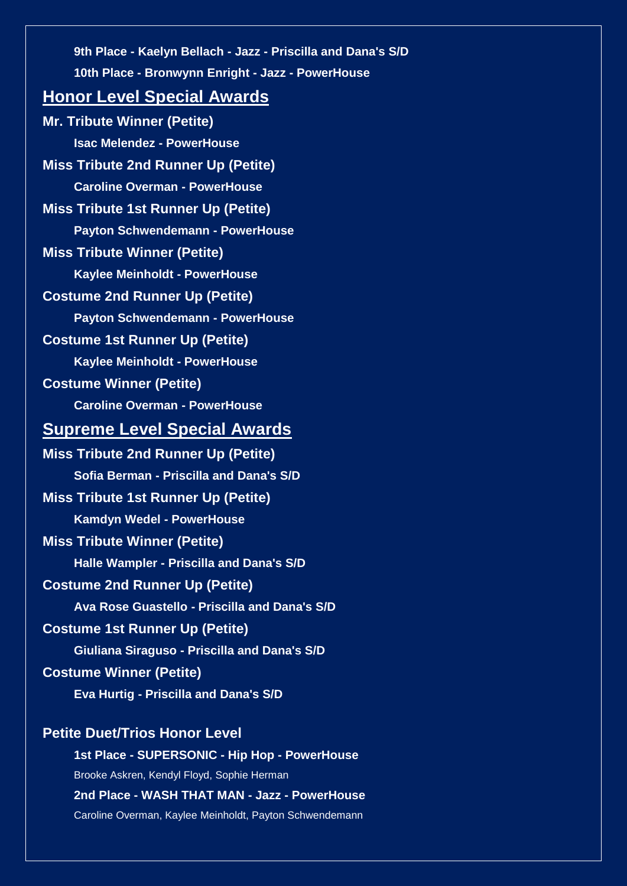**9th Place - Kaelyn Bellach - Jazz - Priscilla and Dana's S/D**

**10th Place - Bronwynn Enright - Jazz - PowerHouse**

## Honor Level Special Awards

**Mr. Tribute Winner (Petite)**

**Isac Melendez - PowerHouse**

**Miss Tribute 2nd Runner Up (Petite)**

**Caroline Overman - PowerHouse**

**Miss Tribute 1st Runner Up (Petite)**

**Payton Schwendemann - PowerHouse**

**Miss Tribute Winner (Petite)**

**Kaylee Meinholdt - PowerHouse**

**Costume 2nd Runner Up (Petite)**

**Payton Schwendemann - PowerHouse**

**Costume 1st Runner Up (Petite)**

**Kaylee Meinholdt - PowerHouse**

**Costume Winner (Petite)**

**Caroline Overman - PowerHouse**

## Supreme Level Special Awards

**Miss Tribute 2nd Runner Up (Petite)**

**Sofia Berman - Priscilla and Dana's S/D**

**Miss Tribute 1st Runner Up (Petite)**

**Kamdyn Wedel - PowerHouse**

**Miss Tribute Winner (Petite)**

**Halle Wampler - Priscilla and Dana's S/D**

**Costume 2nd Runner Up (Petite)**

**Ava Rose Guastello - Priscilla and Dana's S/D**

**Costume 1st Runner Up (Petite)**

**Giuliana Siraguso - Priscilla and Dana's S/D**

**Costume Winner (Petite)**

**Eva Hurtig - Priscilla and Dana's S/D**

**Petite Duet/Trios Honor Level**

**1st Place - SUPERSONIC - Hip Hop - PowerHouse**

Brooke Askren, Kendyl Floyd, Sophie Herman

**2nd Place - WASH THAT MAN - Jazz - PowerHouse**

Caroline Overman, Kaylee Meinholdt, Payton Schwendemann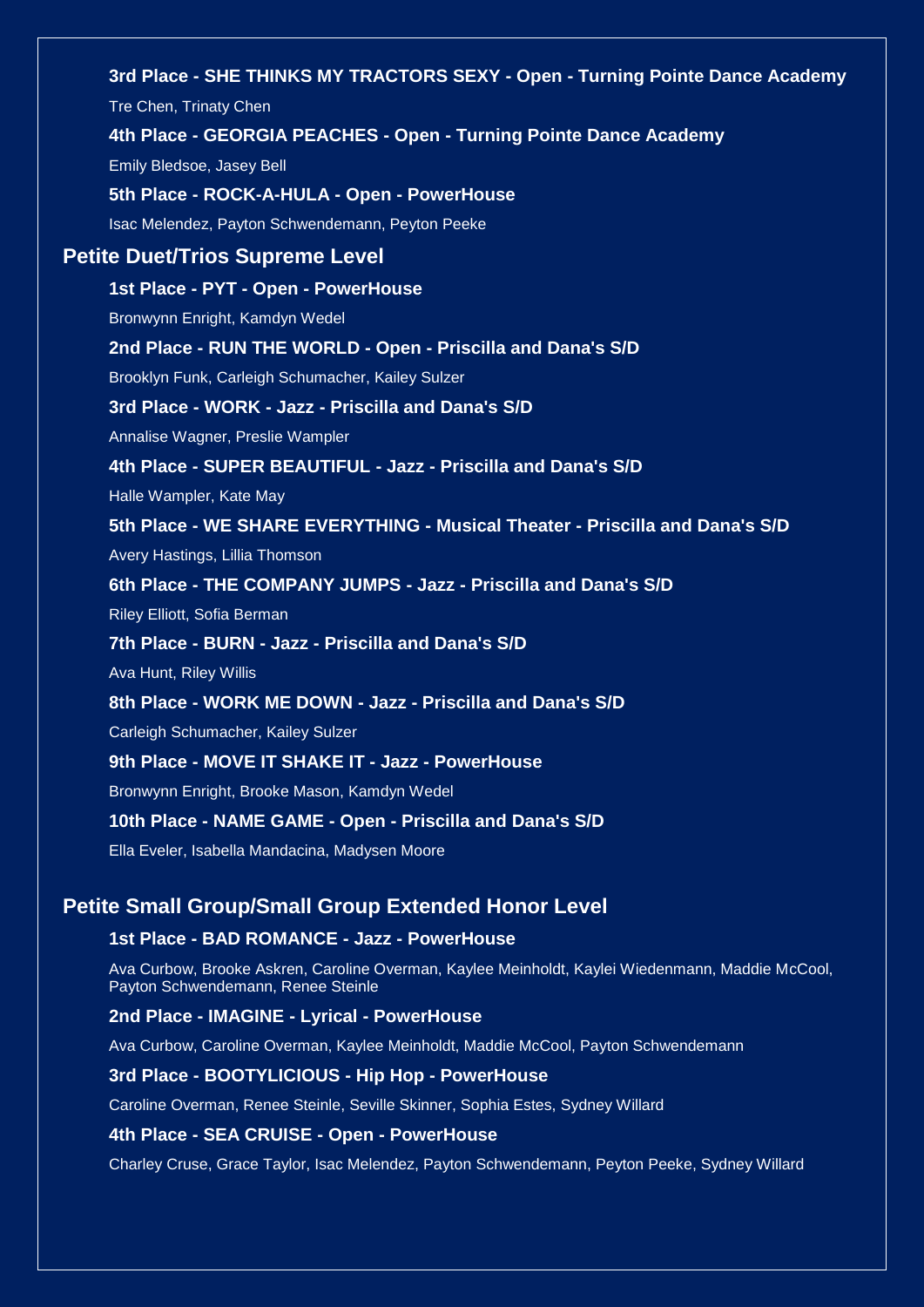**3rd Place - SHE THINKS MY TRACTORS SEXY - Open - Turning Pointe Dance Academy**

Tre Chen, Trinaty Chen

**4th Place - GEORGIA PEACHES - Open - Turning Pointe Dance Academy**

Emily Bledsoe, Jasey Bell

**5th Place - ROCK-A-HULA - Open - PowerHouse**

Isac Melendez, Payton Schwendemann, Peyton Peeke

## Petite Duet/Trios Supreme Level

**1st Place - PYT - Open - PowerHouse**

Bronwynn Enright, Kamdyn Wedel

**2nd Place - RUN THE WORLD - Open - Priscilla and Dana's S/D**

Brooklyn Funk, Carleigh Schumacher, Kailey Sulzer

**3rd Place - WORK - Jazz - Priscilla and Dana's S/D**

Annalise Wagner, Preslie Wampler

**4th Place - SUPER BEAUTIFUL - Jazz - Priscilla and Dana's S/D**

Halle Wampler, Kate May

**5th Place - WE SHARE EVERYTHING - Musical Theater - Priscilla and Dana's S/D**

Avery Hastings, Lillia Thomson

**6th Place - THE COMPANY JUMPS - Jazz - Priscilla and Dana's S/D**

Riley Elliott, Sofia Berman

**7th Place - BURN - Jazz - Priscilla and Dana's S/D**

Ava Hunt, Riley Willis

**8th Place - WORK ME DOWN - Jazz - Priscilla and Dana's S/D**

Carleigh Schumacher, Kailey Sulzer

**9th Place - MOVE IT SHAKE IT - Jazz - PowerHouse**

Bronwynn Enright, Brooke Mason, Kamdyn Wedel

**10th Place - NAME GAME - Open - Priscilla and Dana's S/D**

Ella Eveler, Isabella Mandacina, Madysen Moore

## Petite Small Group/Small Group Extended Honor Level

**1st Place - BAD ROMANCE - Jazz - PowerHouse**

Ava Curbow, Brooke Askren, Caroline Overman, Kaylee Meinholdt, Kaylei Wiedenmann, Maddie McCool, Payton Schwendemann, Renee Steinle

**2nd Place - IMAGINE - Lyrical - PowerHouse**

Ava Curbow, Caroline Overman, Kaylee Meinholdt, Maddie McCool, Payton Schwendemann

**3rd Place - BOOTYLICIOUS - Hip Hop - PowerHouse**

Caroline Overman, Renee Steinle, Seville Skinner, Sophia Estes, Sydney Willard

**4th Place - SEA CRUISE - Open - PowerHouse**

Charley Cruse, Grace Taylor, Isac Melendez, Payton Schwendemann, Peyton Peeke, Sydney Willard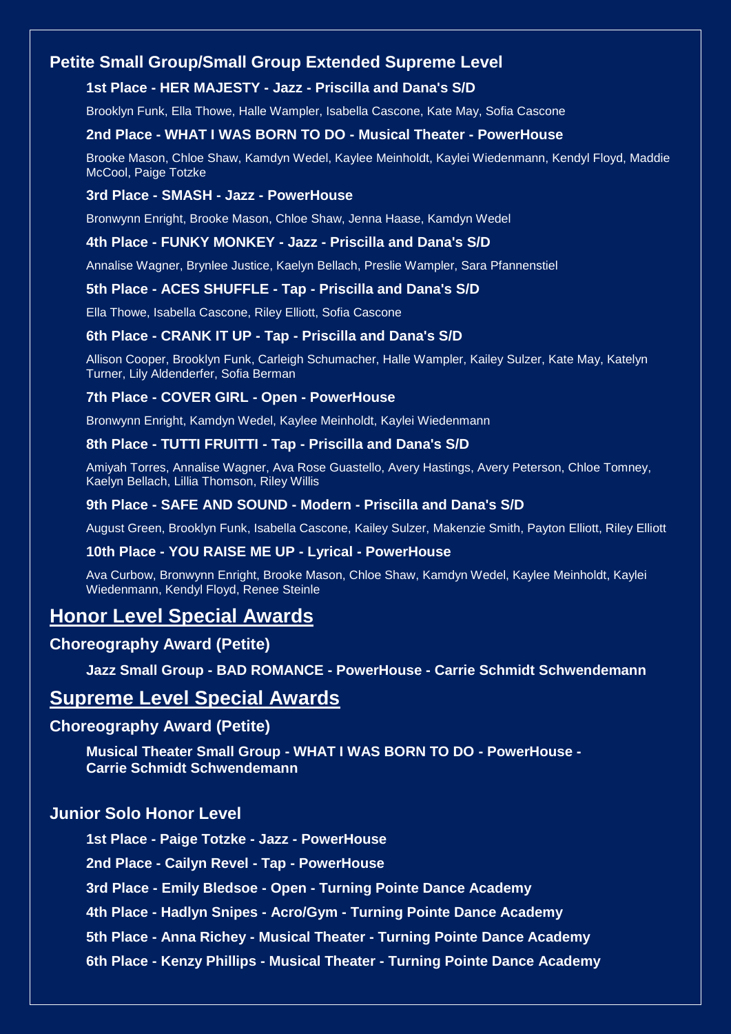### Petite Small Group/Small Group Extended Supreme Level

**1st Place - HER MAJESTY - Jazz - Priscilla and Dana's S/D**

Brooklyn Funk, Ella Thowe, Halle Wampler, Isabella Cascone, Kate May, Sofia Cascone

**2nd Place - WHAT I WAS BORN TO DO - Musical Theater - PowerHouse**

Brooke Mason, Chloe Shaw, Kamdyn Wedel, Kaylee Meinholdt, Kaylei Wiedenmann, Kendyl Floyd, Maddie McCool, Paige Totzke

**3rd Place - SMASH - Jazz - PowerHouse**

Bronwynn Enright, Brooke Mason, Chloe Shaw, Jenna Haase, Kamdyn Wedel

**4th Place - FUNKY MONKEY - Jazz - Priscilla and Dana's S/D**

Annalise Wagner, Brynlee Justice, Kaelyn Bellach, Preslie Wampler, Sara Pfannenstiel

**5th Place - ACES SHUFFLE - Tap - Priscilla and Dana's S/D**

Ella Thowe, Isabella Cascone, Riley Elliott, Sofia Cascone

**6th Place - CRANK IT UP - Tap - Priscilla and Dana's S/D**

Allison Cooper, Brooklyn Funk, Carleigh Schumacher, Halle Wampler, Kailey Sulzer, Kate May, Katelyn Turner, Lily Aldenderfer, Sofia Berman

**7th Place - COVER GIRL - Open - PowerHouse**

Bronwynn Enright, Kamdyn Wedel, Kaylee Meinholdt, Kaylei Wiedenmann

**8th Place - TUTTI FRUITTI - Tap - Priscilla and Dana's S/D**

Amiyah Torres, Annalise Wagner, Ava Rose Guastello, Avery Hastings, Avery Peterson, Chloe Tomney, Kaelyn Bellach, Lillia Thomson, Riley Willis

**9th Place - SAFE AND SOUND - Modern - Priscilla and Dana's S/D**

August Green, Brooklyn Funk, Isabella Cascone, Kailey Sulzer, Makenzie Smith, Payton Elliott, Riley Elliott

**10th Place - YOU RAISE ME UP - Lyrical - PowerHouse**

Ava Curbow, Bronwynn Enright, Brooke Mason, Chloe Shaw, Kamdyn Wedel, Kaylee Meinholdt, Kaylei Wiedenmann, Kendyl Floyd, Renee Steinle

## Honor Level Special Awards

### Choreography Award (Petite)

**Jazz Small Group - BAD ROMANCE - PowerHouse - Carrie Schmidt Schwendemann**

## Supreme Level Special Awards

### Choreography Award (Petite)

**Musical Theater Small Group - WHAT I WAS BORN TO DO - PowerHouse - Carrie Schmidt Schwendemann**

### Junior Solo Honor Level

**1st Place - Paige Totzke - Jazz - PowerHouse**

**2nd Place - Cailyn Revel - Tap - PowerHouse**

**3rd Place - Emily Bledsoe - Open - Turning Pointe Dance Academy**

**4th Place - Hadlyn Snipes - Acro/Gym - Turning Pointe Dance Academy**

**5th Place - Anna Richey - Musical Theater - Turning Pointe Dance Academy**

**6th Place - Kenzy Phillips - Musical Theater - Turning Pointe Dance Academy**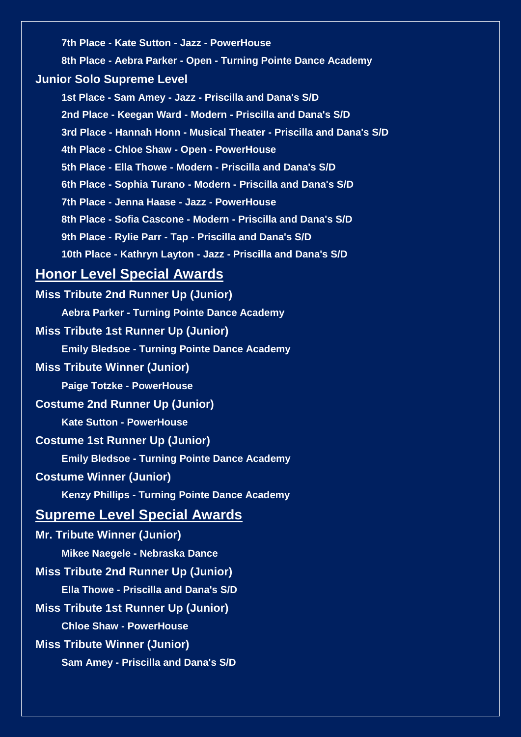**7th Place - Kate Sutton - Jazz - PowerHouse**

**8th Place - Aebra Parker - Open - Turning Pointe Dance Academy**

### Junior Solo Supreme Level

**1st Place - Sam Amey - Jazz - Priscilla and Dana's S/D**

**2nd Place - Keegan Ward - Modern - Priscilla and Dana's S/D**

**3rd Place - Hannah Honn - Musical Theater - Priscilla and Dana's S/D**

**4th Place - Chloe Shaw - Open - PowerHouse**

**5th Place - Ella Thowe - Modern - Priscilla and Dana's S/D**

**6th Place - Sophia Turano - Modern - Priscilla and Dana's S/D**

**7th Place - Jenna Haase - Jazz - PowerHouse**

**8th Place - Sofia Cascone - Modern - Priscilla and Dana's S/D**

**9th Place - Rylie Parr - Tap - Priscilla and Dana's S/D**

**10th Place - Kathryn Layton - Jazz - Priscilla and Dana's S/D**

## Honor Level Special Awards

### Miss Tribute 2nd Runner Up (Junior)

**Aebra Parker - Turning Pointe Dance Academy**

### Miss Tribute 1st Runner Up (Junior)

**Emily Bledsoe - Turning Pointe Dance Academy**

### Miss Tribute Winner (Junior)

**Paige Totzke - PowerHouse**

### Costume 2nd Runner Up (Junior)

**Kate Sutton - PowerHouse**

### Costume 1st Runner Up (Junior)

**Emily Bledsoe - Turning Pointe Dance Academy**

### Costume Winner (Junior)

**Kenzy Phillips - Turning Pointe Dance Academy**

## Supreme Level Special Awards

### Mr. Tribute Winner (Junior)

**Mikee Naegele - Nebraska Dance**

### Miss Tribute 2nd Runner Up (Junior)

**Ella Thowe - Priscilla and Dana's S/D**

### Miss Tribute 1st Runner Up (Junior)

**Chloe Shaw - PowerHouse**

### Miss Tribute Winner (Junior)

**Sam Amey - Priscilla and Dana's S/D**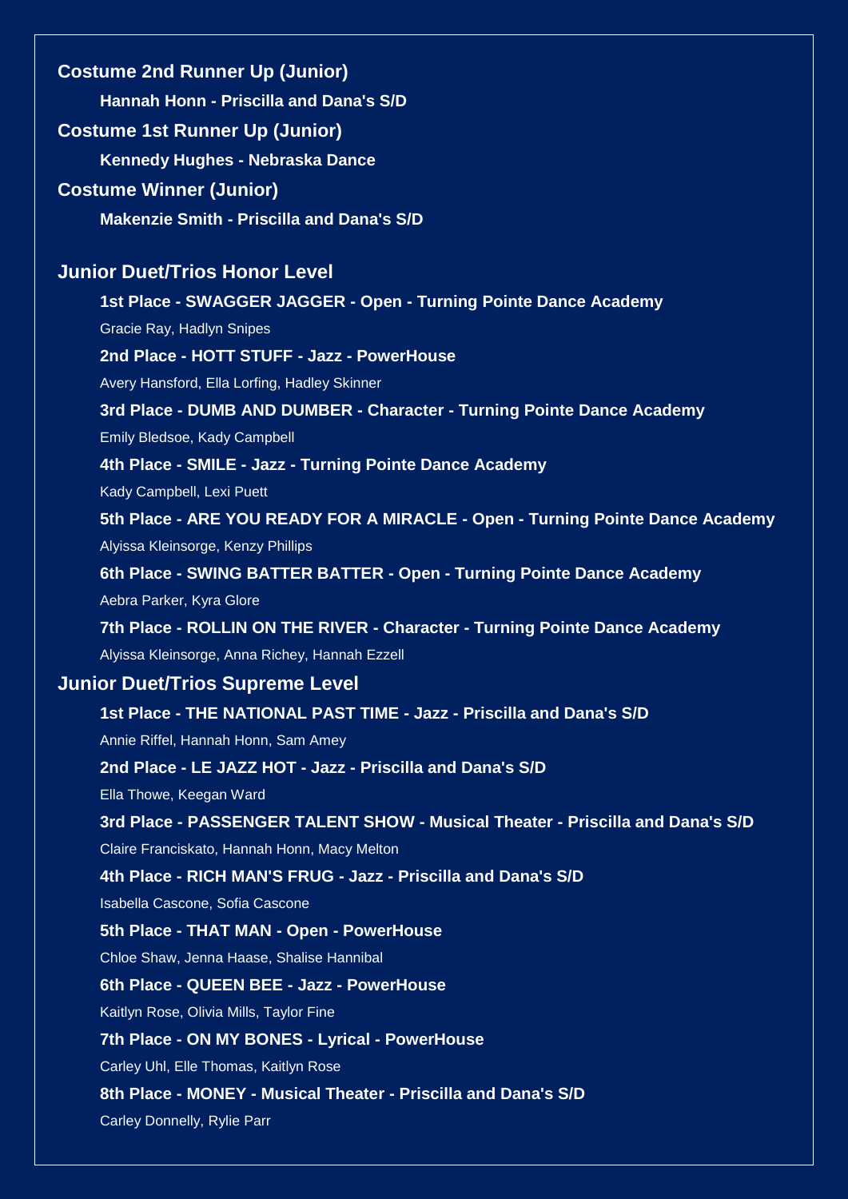**Costume 2nd Runner Up (Junior)**

**Hannah Honn - Priscilla and Dana's S/D**

**Costume 1st Runner Up (Junior)**

**Kennedy Hughes - Nebraska Dance**

**Costume Winner (Junior)**

**Makenzie Smith - Priscilla and Dana's S/D**

## Junior Duet/Trios Honor Level

**1st Place - SWAGGER JAGGER - Open - Turning Pointe Dance Academy**

Gracie Ray, Hadlyn Snipes

**2nd Place - HOTT STUFF - Jazz - PowerHouse**

Avery Hansford, Ella Lorfing, Hadley Skinner

**3rd Place - DUMB AND DUMBER - Character - Turning Pointe Dance Academy**

Emily Bledsoe, Kady Campbell

**4th Place - SMILE - Jazz - Turning Pointe Dance Academy**

Kady Campbell, Lexi Puett

**5th Place - ARE YOU READY FOR A MIRACLE - Open - Turning Pointe Dance Academy**

Alyissa Kleinsorge, Kenzy Phillips

**6th Place - SWING BATTER BATTER - Open - Turning Pointe Dance Academy**

Aebra Parker, Kyra Glore

**7th Place - ROLLIN ON THE RIVER - Character - Turning Pointe Dance Academy**

Alyissa Kleinsorge, Anna Richey, Hannah Ezzell

## Junior Duet/Trios Supreme Level

**1st Place - THE NATIONAL PAST TIME - Jazz - Priscilla and Dana's S/D**

Annie Riffel, Hannah Honn, Sam Amey

**2nd Place - LE JAZZ HOT - Jazz - Priscilla and Dana's S/D**

Ella Thowe, Keegan Ward

**3rd Place - PASSENGER TALENT SHOW - Musical Theater - Priscilla and Dana's S/D**

Claire Franciskato, Hannah Honn, Macy Melton

**4th Place - RICH MAN'S FRUG - Jazz - Priscilla and Dana's S/D**

Isabella Cascone, Sofia Cascone

**5th Place - THAT MAN - Open - PowerHouse**

Chloe Shaw, Jenna Haase, Shalise Hannibal

**6th Place - QUEEN BEE - Jazz - PowerHouse**

Kaitlyn Rose, Olivia Mills, Taylor Fine

**7th Place - ON MY BONES - Lyrical - PowerHouse**

Carley Uhl, Elle Thomas, Kaitlyn Rose

**8th Place - MONEY - Musical Theater - Priscilla and Dana's S/D**

Carley Donnelly, Rylie Parr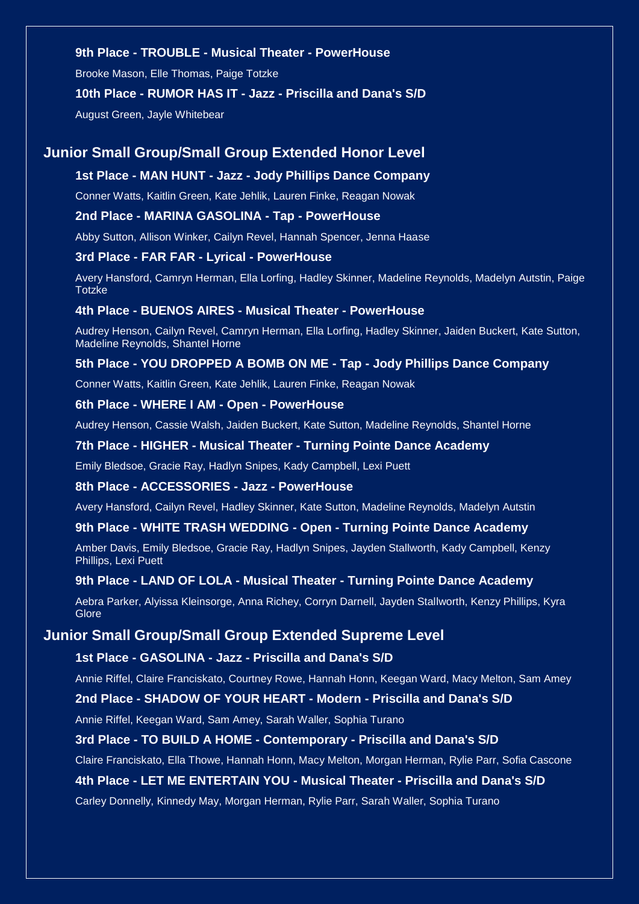**9th Place - TROUBLE - Musical Theater - PowerHouse**

Brooke Mason, Elle Thomas, Paige Totzke

**10th Place - RUMOR HAS IT - Jazz - Priscilla and Dana's S/D**

August Green, Jayle Whitebear

## Junior Small Group/Small Group Extended Honor Level

**1st Place - MAN HUNT - Jazz - Jody Phillips Dance Company**

Conner Watts, Kaitlin Green, Kate Jehlik, Lauren Finke, Reagan Nowak

**2nd Place - MARINA GASOLINA - Tap - PowerHouse**

Abby Sutton, Allison Winker, Cailyn Revel, Hannah Spencer, Jenna Haase

**3rd Place - FAR FAR - Lyrical - PowerHouse**

Avery Hansford, Camryn Herman, Ella Lorfing, Hadley Skinner, Madeline Reynolds, Madelyn Autstin, Paige Totzke

**4th Place - BUENOS AIRES - Musical Theater - PowerHouse**

Audrey Henson, Cailyn Revel, Camryn Herman, Ella Lorfing, Hadley Skinner, Jaiden Buckert, Kate Sutton, Madeline Reynolds, Shantel Horne

**5th Place - YOU DROPPED A BOMB ON ME - Tap - Jody Phillips Dance Company**

Conner Watts, Kaitlin Green, Kate Jehlik, Lauren Finke, Reagan Nowak

**6th Place - WHERE I AM - Open - PowerHouse**

Audrey Henson, Cassie Walsh, Jaiden Buckert, Kate Sutton, Madeline Reynolds, Shantel Horne

**7th Place - HIGHER - Musical Theater - Turning Pointe Dance Academy**

Emily Bledsoe, Gracie Ray, Hadlyn Snipes, Kady Campbell, Lexi Puett

**8th Place - ACCESSORIES - Jazz - PowerHouse**

Avery Hansford, Cailyn Revel, Hadley Skinner, Kate Sutton, Madeline Reynolds, Madelyn Autstin

**9th Place - WHITE TRASH WEDDING - Open - Turning Pointe Dance Academy**

Amber Davis, Emily Bledsoe, Gracie Ray, Hadlyn Snipes, Jayden Stallworth, Kady Campbell, Kenzy Phillips, Lexi Puett

**9th Place - LAND OF LOLA - Musical Theater - Turning Pointe Dance Academy**

Aebra Parker, Alyissa Kleinsorge, Anna Richey, Corryn Darnell, Jayden Stallworth, Kenzy Phillips, Kyra Glore

## Junior Small Group/Small Group Extended Supreme Level

**1st Place - GASOLINA - Jazz - Priscilla and Dana's S/D**

Annie Riffel, Claire Franciskato, Courtney Rowe, Hannah Honn, Keegan Ward, Macy Melton, Sam Amey

**2nd Place - SHADOW OF YOUR HEART - Modern - Priscilla and Dana's S/D**

Annie Riffel, Keegan Ward, Sam Amey, Sarah Waller, Sophia Turano

**3rd Place - TO BUILD A HOME - Contemporary - Priscilla and Dana's S/D**

Claire Franciskato, Ella Thowe, Hannah Honn, Macy Melton, Morgan Herman, Rylie Parr, Sofia Cascone

**4th Place - LET ME ENTERTAIN YOU - Musical Theater - Priscilla and Dana's S/D**

Carley Donnelly, Kinnedy May, Morgan Herman, Rylie Parr, Sarah Waller, Sophia Turano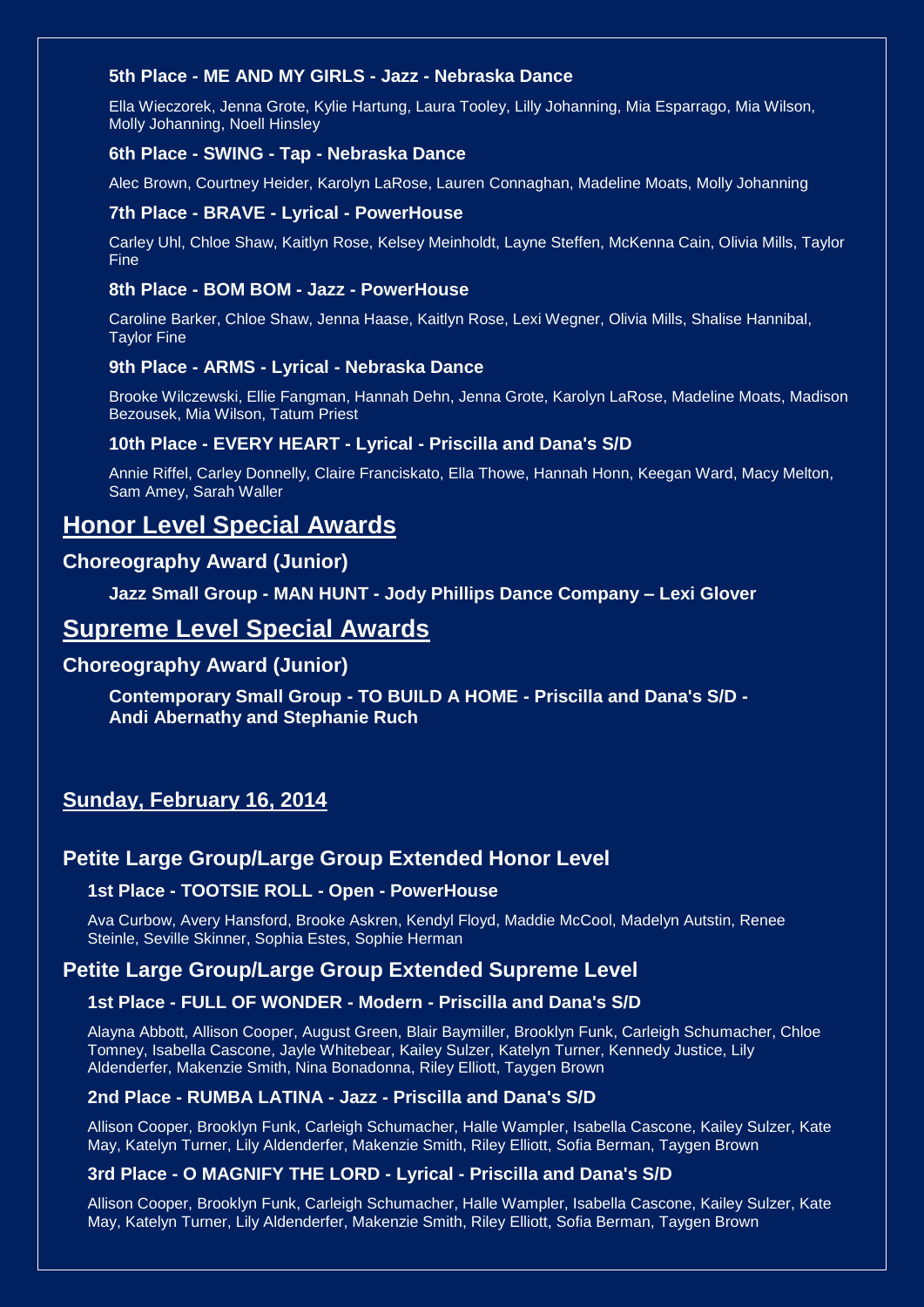#### 5th Place - ME AND MY GIRLS - Jazz - Nebraska Dance

Ella Wieczorek, Jenna Grote, Kylie Hartung, Laura Tooley, Lilly Johanning, Mia Esparrago, Mia Wilson, Molly Johanning, Noell Hinsley

#### 6th Place - SWING - Tap - Nebraska Dance

Alec Brown, Courtney Heider, Karolyn LaRose, Lauren Connaghan, Madeline Moats, Molly Johanning

#### 7th Place - BRAVE - Lyrical - PowerHouse

Carley Uhl, Chloe Shaw, Kaitlyn Rose, Kelsey Meinholdt, Layne Steffen, McKenna Cain, Olivia Mills, Taylor Fine

#### 8th Place - BOM BOM - Jazz - PowerHouse

Caroline Barker, Chloe Shaw, Jenna Haase, Kaitlyn Rose, Lexi Wegner, Olivia Mills, Shalise Hannibal, Taylor Fine

#### 9th Place - ARMS - Lyrical - Nebraska Dance

Brooke Wilczewski, Ellie Fangman, Hannah Dehn, Jenna Grote, Karolyn LaRose, Madeline Moats, Madison Bezousek, Mia Wilson, Tatum Priest

#### 10th Place - EVERY HEART - Lyrical - Priscilla and Dana's S/D

Annie Riffel, Carley Donnelly, Claire Franciskato, Ella Thowe, Hannah Honn, Keegan Ward, Macy Melton, Sam Amey, Sarah Waller

## Honor Level Special Awards

### Choreography Award (Junior)

**Jazz Small Group - MAN HUNT - Jody Phillips Dance Company – Lexi Glover**

## Supreme Level Special Awards

### Choreography Award (Junior)

**Contemporary Small Group - TO BUILD A HOME - Priscilla and Dana's S/D - Andi Abernathy and Stephanie Ruch**

## Sunday, February 16, 2014

### Petite Large Group/Large Group Extended Honor Level

#### 1st Place - TOOTSIE ROLL - Open - PowerHouse

Ava Curbow, Avery Hansford, Brooke Askren, Kendyl Floyd, Maddie McCool, Madelyn Autstin, Renee Steinle, Seville Skinner, Sophia Estes, Sophie Herman

### Petite Large Group/Large Group Extended Supreme Level

#### 1st Place - FULL OF WONDER - Modern - Priscilla and Dana's S/D

Alayna Abbott, Allison Cooper, August Green, Blair Baymiller, Brooklyn Funk, Carleigh Schumacher, Chloe Tomney, Isabella Cascone, Jayle Whitebear, Kailey Sulzer, Katelyn Turner, Kennedy Justice, Lily Aldenderfer, Makenzie Smith, Nina Bonadonna, Riley Elliott, Taygen Brown

#### 2nd Place - RUMBA LATINA - Jazz - Priscilla and Dana's S/D

Allison Cooper, Brooklyn Funk, Carleigh Schumacher, Halle Wampler, Isabella Cascone, Kailey Sulzer, Kate May, Katelyn Turner, Lily Aldenderfer, Makenzie Smith, Riley Elliott, Sofia Berman, Taygen Brown

#### 3rd Place - O MAGNIFY THE LORD - Lyrical - Priscilla and Dana's S/D

Allison Cooper, Brooklyn Funk, Carleigh Schumacher, Halle Wampler, Isabella Cascone, Kailey Sulzer, Kate May, Katelyn Turner, Lily Aldenderfer, Makenzie Smith, Riley Elliott, Sofia Berman, Taygen Brown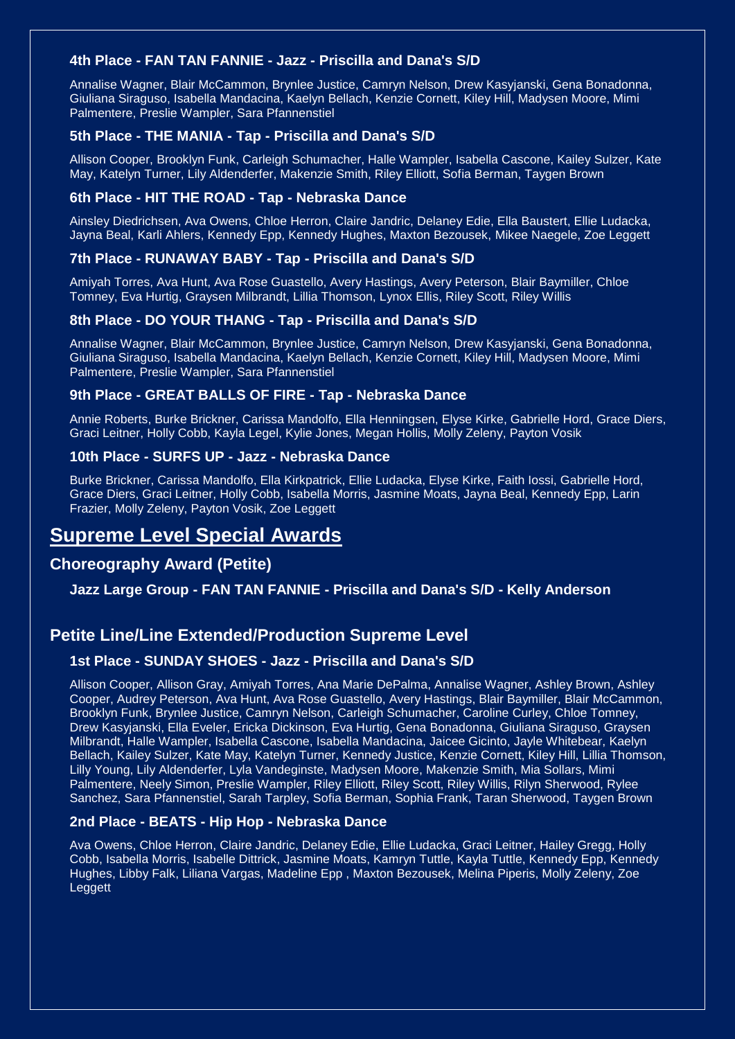#### 4th Place - FAN TAN FANNIE - Jazz - Priscilla and Dana's S/D

Annalise Wagner, Blair McCammon, Brynlee Justice, Camryn Nelson, Drew Kasyjanski, Gena Bonadonna, Giuliana Siraguso, Isabella Mandacina, Kaelyn Bellach, Kenzie Cornett, Kiley Hill, Madysen Moore, Mimi Palmentere, Preslie Wampler, Sara Pfannenstiel

#### 5th Place - THE MANIA - Tap - Priscilla and Dana's S/D

Allison Cooper, Brooklyn Funk, Carleigh Schumacher, Halle Wampler, Isabella Cascone, Kailey Sulzer, Kate May, Katelyn Turner, Lily Aldenderfer, Makenzie Smith, Riley Elliott, Sofia Berman, Taygen Brown

#### 6th Place - HIT THE ROAD - Tap - Nebraska Dance

Ainsley Diedrichsen, Ava Owens, Chloe Herron, Claire Jandric, Delaney Edie, Ella Baustert, Ellie Ludacka, Jayna Beal, Karli Ahlers, Kennedy Epp, Kennedy Hughes, Maxton Bezousek, Mikee Naegele, Zoe Leggett

#### 7th Place - RUNAWAY BABY - Tap - Priscilla and Dana's S/D

Amiyah Torres, Ava Hunt, Ava Rose Guastello, Avery Hastings, Avery Peterson, Blair Baymiller, Chloe Tomney, Eva Hurtig, Graysen Milbrandt, Lillia Thomson, Lynox Ellis, Riley Scott, Riley Willis

#### 8th Place - DO YOUR THANG - Tap - Priscilla and Dana's S/D

Annalise Wagner, Blair McCammon, Brynlee Justice, Camryn Nelson, Drew Kasyjanski, Gena Bonadonna, Giuliana Siraguso, Isabella Mandacina, Kaelyn Bellach, Kenzie Cornett, Kiley Hill, Madysen Moore, Mimi Palmentere, Preslie Wampler, Sara Pfannenstiel

#### 9th Place - GREAT BALLS OF FIRE - Tap - Nebraska Dance

Annie Roberts, Burke Brickner, Carissa Mandolfo, Ella Henningsen, Elyse Kirke, Gabrielle Hord, Grace Diers, Graci Leitner, Holly Cobb, Kayla Legel, Kylie Jones, Megan Hollis, Molly Zeleny, Payton Vosik

#### 10th Place - SURFS UP - Jazz - Nebraska Dance

Burke Brickner, Carissa Mandolfo, Ella Kirkpatrick, Ellie Ludacka, Elyse Kirke, Faith Iossi, Gabrielle Hord, Grace Diers, Graci Leitner, Holly Cobb, Isabella Morris, Jasmine Moats, Jayna Beal, Kennedy Epp, Larin Frazier, Molly Zeleny, Payton Vosik, Zoe Leggett

## Supreme Level Special Awards

### Choreography Award (Petite)

#### Jazz Large Group - FAN TAN FANNIE - Priscilla and Dana's S/D - Kelly Anderson

### Petite Line/Line Extended/Production Supreme Level

#### 1st Place - SUNDAY SHOES - Jazz - Priscilla and Dana's S/D

Allison Cooper, Allison Gray, Amiyah Torres, Ana Marie DePalma, Annalise Wagner, Ashley Brown, Ashley Cooper, Audrey Peterson, Ava Hunt, Ava Rose Guastello, Avery Hastings, Blair Baymiller, Blair McCammon, Brooklyn Funk, Brynlee Justice, Camryn Nelson, Carleigh Schumacher, Caroline Curley, Chloe Tomney, Drew Kasyjanski, Ella Eveler, Ericka Dickinson, Eva Hurtig, Gena Bonadonna, Giuliana Siraguso, Graysen Milbrandt, Halle Wampler, Isabella Cascone, Isabella Mandacina, Jaicee Gicinto, Jayle Whitebear, Kaelyn Bellach, Kailey Sulzer, Kate May, Katelyn Turner, Kennedy Justice, Kenzie Cornett, Kiley Hill, Lillia Thomson, Lilly Young, Lily Aldenderfer, Lyla Vandeginste, Madysen Moore, Makenzie Smith, Mia Sollars, Mimi Palmentere, Neely Simon, Preslie Wampler, Riley Elliott, Riley Scott, Riley Willis, Rilyn Sherwood, Rylee Sanchez, Sara Pfannenstiel, Sarah Tarpley, Sofia Berman, Sophia Frank, Taran Sherwood, Taygen Brown

#### 2nd Place - BEATS - Hip Hop - Nebraska Dance

Ava Owens, Chloe Herron, Claire Jandric, Delaney Edie, Ellie Ludacka, Graci Leitner, Hailey Gregg, Holly Cobb, Isabella Morris, Isabelle Dittrick, Jasmine Moats, Kamryn Tuttle, Kayla Tuttle, Kennedy Epp, Kennedy Hughes, Libby Falk, Liliana Vargas, Madeline Epp , Maxton Bezousek, Melina Piperis, Molly Zeleny, Zoe Leggett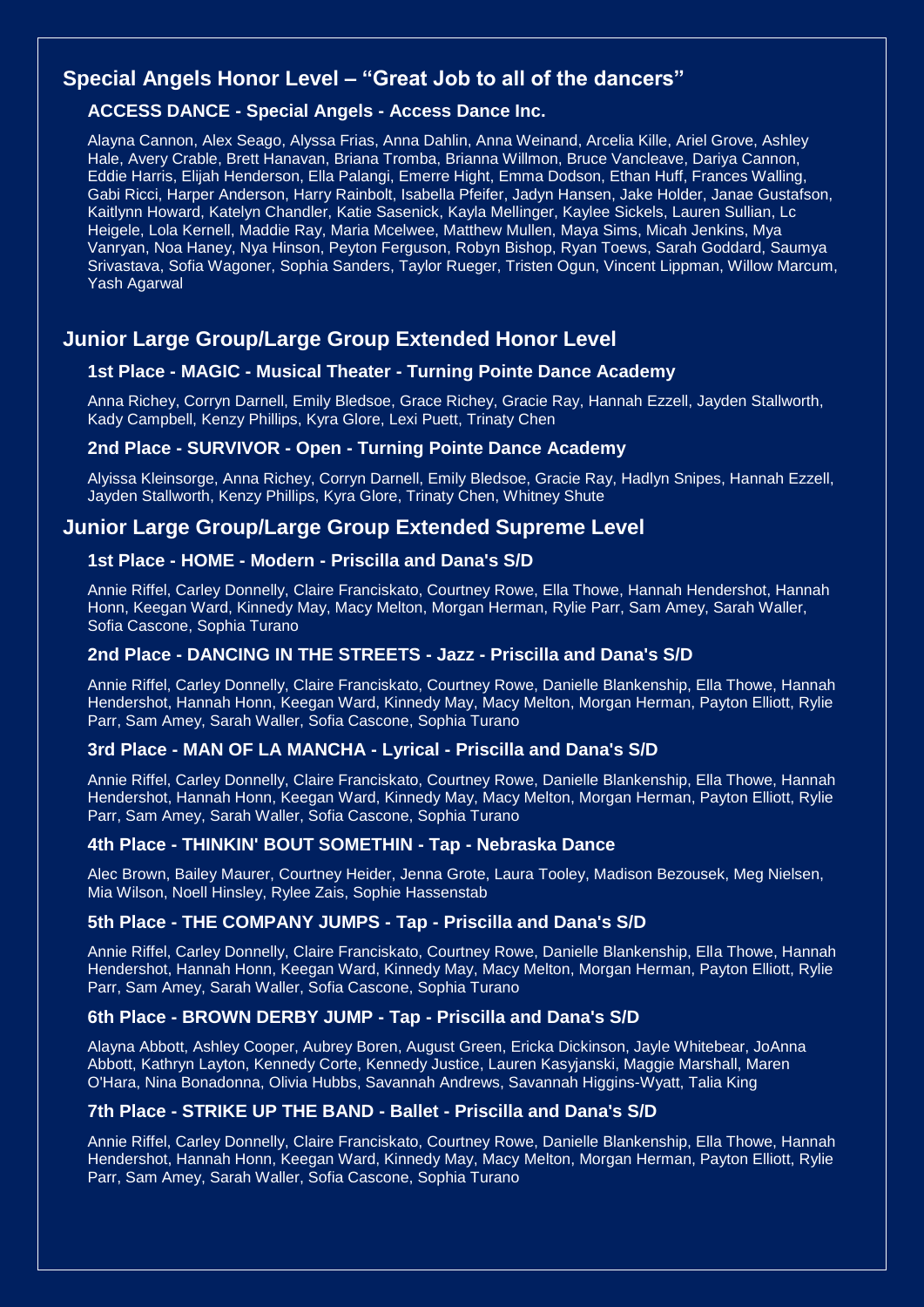## Special Angels Honor Level – "Great Job to all of the dancers"

### ACCESS DANCE - Special Angels - Access Dance Inc.

Alayna Cannon, Alex Seago, Alyssa Frias, Anna Dahlin, Anna Weinand, Arcelia Kille, Ariel Grove, Ashley Hale, Avery Crable, Brett Hanavan, Briana Tromba, Brianna Willmon, Bruce Vancleave, Dariya Cannon, Eddie Harris, Elijah Henderson, Ella Palangi, Emerre Hight, Emma Dodson, Ethan Huff, Frances Walling, Gabi Ricci, Harper Anderson, Harry Rainbolt, Isabella Pfeifer, Jadyn Hansen, Jake Holder, Janae Gustafson, Kaitlynn Howard, Katelyn Chandler, Katie Sasenick, Kayla Mellinger, Kaylee Sickels, Lauren Sullian, Lc Heigele, Lola Kernell, Maddie Ray, Maria Mcelwee, Matthew Mullen, Maya Sims, Micah Jenkins, Mya Vanryan, Noa Haney, Nya Hinson, Peyton Ferguson, Robyn Bishop, Ryan Toews, Sarah Goddard, Saumya Srivastava, Sofia Wagoner, Sophia Sanders, Taylor Rueger, Tristen Ogun, Vincent Lippman, Willow Marcum, Yash Agarwal

## Junior Large Group/Large Group Extended Honor Level

### 1st Place - MAGIC - Musical Theater - Turning Pointe Dance Academy

Anna Richey, Corryn Darnell, Emily Bledsoe, Grace Richey, Gracie Ray, Hannah Ezzell, Jayden Stallworth, Kady Campbell, Kenzy Phillips, Kyra Glore, Lexi Puett, Trinaty Chen

### 2nd Place - SURVIVOR - Open - Turning Pointe Dance Academy

Alyissa Kleinsorge, Anna Richey, Corryn Darnell, Emily Bledsoe, Gracie Ray, Hadlyn Snipes, Hannah Ezzell, Jayden Stallworth, Kenzy Phillips, Kyra Glore, Trinaty Chen, Whitney Shute

## Junior Large Group/Large Group Extended Supreme Level

### 1st Place - HOME - Modern - Priscilla and Dana's S/D

Annie Riffel, Carley Donnelly, Claire Franciskato, Courtney Rowe, Ella Thowe, Hannah Hendershot, Hannah Honn, Keegan Ward, Kinnedy May, Macy Melton, Morgan Herman, Rylie Parr, Sam Amey, Sarah Waller, Sofia Cascone, Sophia Turano

### 2nd Place - DANCING IN THE STREETS - Jazz - Priscilla and Dana's S/D

Annie Riffel, Carley Donnelly, Claire Franciskato, Courtney Rowe, Danielle Blankenship, Ella Thowe, Hannah Hendershot, Hannah Honn, Keegan Ward, Kinnedy May, Macy Melton, Morgan Herman, Payton Elliott, Rylie Parr, Sam Amey, Sarah Waller, Sofia Cascone, Sophia Turano

### 3rd Place - MAN OF LA MANCHA - Lyrical - Priscilla and Dana's S/D

Annie Riffel, Carley Donnelly, Claire Franciskato, Courtney Rowe, Danielle Blankenship, Ella Thowe, Hannah Hendershot, Hannah Honn, Keegan Ward, Kinnedy May, Macy Melton, Morgan Herman, Payton Elliott, Rylie Parr, Sam Amey, Sarah Waller, Sofia Cascone, Sophia Turano

### 4th Place - THINKIN' BOUT SOMETHIN - Tap - Nebraska Dance

Alec Brown, Bailey Maurer, Courtney Heider, Jenna Grote, Laura Tooley, Madison Bezousek, Meg Nielsen, Mia Wilson, Noell Hinsley, Rylee Zais, Sophie Hassenstab

### 5th Place - THE COMPANY JUMPS - Tap - Priscilla and Dana's S/D

Annie Riffel, Carley Donnelly, Claire Franciskato, Courtney Rowe, Danielle Blankenship, Ella Thowe, Hannah Hendershot, Hannah Honn, Keegan Ward, Kinnedy May, Macy Melton, Morgan Herman, Payton Elliott, Rylie Parr, Sam Amey, Sarah Waller, Sofia Cascone, Sophia Turano

### 6th Place - BROWN DERBY JUMP - Tap - Priscilla and Dana's S/D

Alayna Abbott, Ashley Cooper, Aubrey Boren, August Green, Ericka Dickinson, Jayle Whitebear, JoAnna Abbott, Kathryn Layton, Kennedy Corte, Kennedy Justice, Lauren Kasyjanski, Maggie Marshall, Maren O'Hara, Nina Bonadonna, Olivia Hubbs, Savannah Andrews, Savannah Higgins-Wyatt, Talia King

### 7th Place - STRIKE UP THE BAND - Ballet - Priscilla and Dana's S/D

Annie Riffel, Carley Donnelly, Claire Franciskato, Courtney Rowe, Danielle Blankenship, Ella Thowe, Hannah Hendershot, Hannah Honn, Keegan Ward, Kinnedy May, Macy Melton, Morgan Herman, Payton Elliott, Rylie Parr, Sam Amey, Sarah Waller, Sofia Cascone, Sophia Turano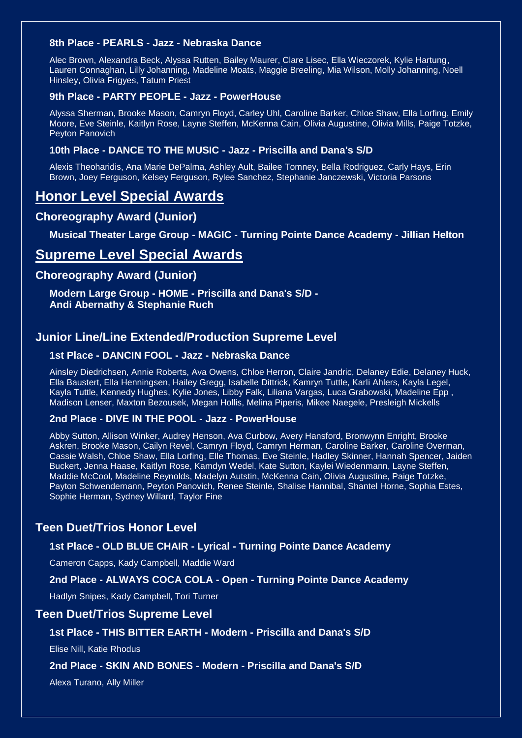#### 8th Place - PEARLS - Jazz - Nebraska Dance

Alec Brown, Alexandra Beck, Alyssa Rutten, Bailey Maurer, Clare Lisec, Ella Wieczorek, Kylie Hartung, Lauren Connaghan, Lilly Johanning, Madeline Moats, Maggie Breeling, Mia Wilson, Molly Johanning, Noell Hinsley, Olivia Frigyes, Tatum Priest

#### 9th Place - PARTY PEOPLE - Jazz - PowerHouse

Alyssa Sherman, Brooke Mason, Camryn Floyd, Carley Uhl, Caroline Barker, Chloe Shaw, Ella Lorfing, Emily Moore, Eve Steinle, Kaitlyn Rose, Layne Steffen, McKenna Cain, Olivia Augustine, Olivia Mills, Paige Totzke, Peyton Panovich

#### 10th Place - DANCE TO THE MUSIC - Jazz - Priscilla and Dana's S/D

Alexis Theoharidis, Ana Marie DePalma, Ashley Ault, Bailee Tomney, Bella Rodriguez, Carly Hays, Erin Brown, Joey Ferguson, Kelsey Ferguson, Rylee Sanchez, Stephanie Janczewski, Victoria Parsons

## Honor Level Special Awards

### Choreography Award (Junior)

**Musical Theater Large Group - MAGIC - Turning Pointe Dance Academy - Jillian Helton**

## Supreme Level Special Awards

### Choreography Award (Junior)

**Modern Large Group - HOME - Priscilla and Dana's S/D - Andi Abernathy & Stephanie Ruch**

### Junior Line/Line Extended/Production Supreme Level

#### 1st Place - DANCIN FOOL - Jazz - Nebraska Dance

Ainsley Diedrichsen, Annie Roberts, Ava Owens, Chloe Herron, Claire Jandric, Delaney Edie, Delaney Huck, Ella Baustert, Ella Henningsen, Hailey Gregg, Isabelle Dittrick, Kamryn Tuttle, Karli Ahlers, Kayla Legel, Kayla Tuttle, Kennedy Hughes, Kylie Jones, Libby Falk, Liliana Vargas, Luca Grabowski, Madeline Epp , Madison Lenser, Maxton Bezousek, Megan Hollis, Melina Piperis, Mikee Naegele, Presleigh Mickells

#### 2nd Place - DIVE IN THE POOL - Jazz - PowerHouse

Abby Sutton, Allison Winker, Audrey Henson, Ava Curbow, Avery Hansford, Bronwynn Enright, Brooke Askren, Brooke Mason, Cailyn Revel, Camryn Floyd, Camryn Herman, Caroline Barker, Caroline Overman, Cassie Walsh, Chloe Shaw, Ella Lorfing, Elle Thomas, Eve Steinle, Hadley Skinner, Hannah Spencer, Jaiden Buckert, Jenna Haase, Kaitlyn Rose, Kamdyn Wedel, Kate Sutton, Kaylei Wiedenmann, Layne Steffen, Maddie McCool, Madeline Reynolds, Madelyn Autstin, McKenna Cain, Olivia Augustine, Paige Totzke, Payton Schwendemann, Peyton Panovich, Renee Steinle, Shalise Hannibal, Shantel Horne, Sophia Estes, Sophie Herman, Sydney Willard, Taylor Fine

### Teen Duet/Trios Honor Level

#### 1st Place - OLD BLUE CHAIR - Lyrical - Turning Pointe Dance Academy

Cameron Capps, Kady Campbell, Maddie Ward

#### 2nd Place - ALWAYS COCA COLA - Open - Turning Pointe Dance Academy

Hadlyn Snipes, Kady Campbell, Tori Turner

### Teen Duet/Trios Supreme Level

#### 1st Place - THIS BITTER EARTH - Modern - Priscilla and Dana's S/D

Elise Nill, Katie Rhodus

#### 2nd Place - SKIN AND BONES - Modern - Priscilla and Dana's S/D

Alexa Turano, Ally Miller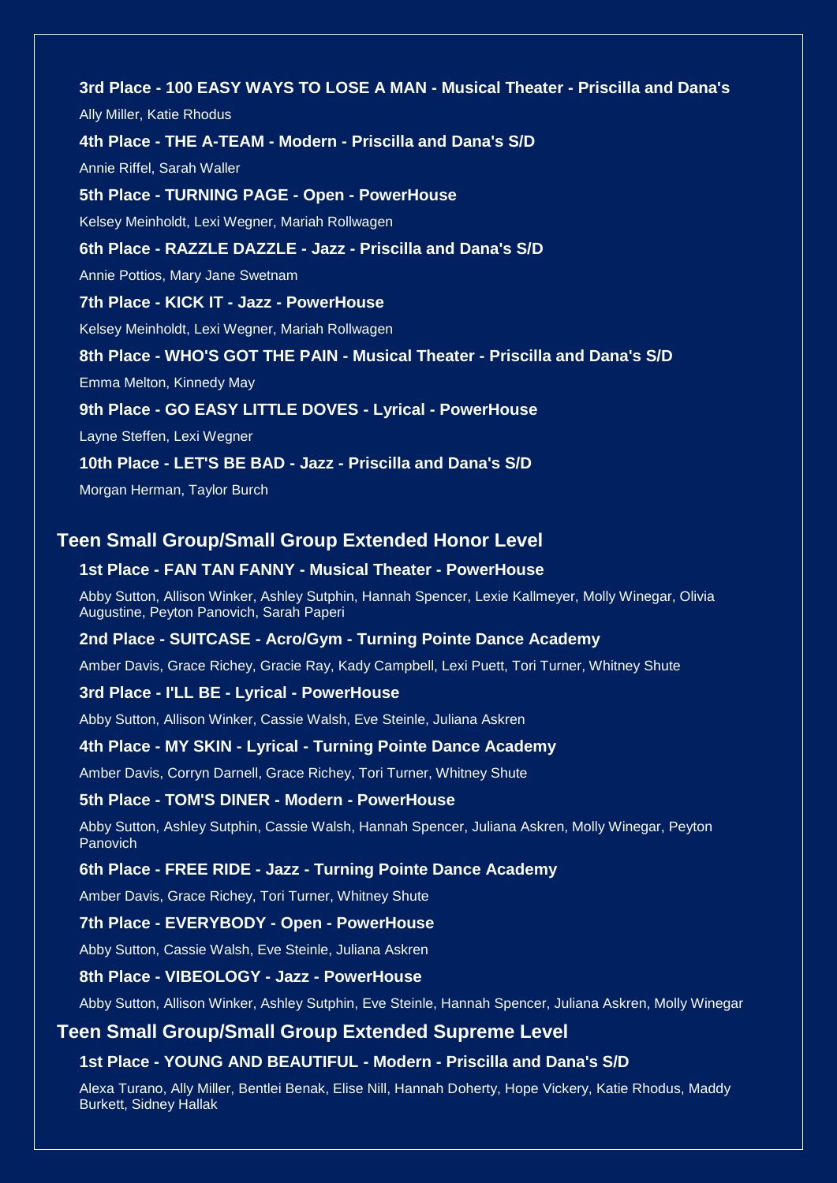**3rd Place - 100 EASY WAYS TO LOSE A MAN - Musical Theater - Priscilla and Dana's**

Ally Miller, Katie Rhodus

**4th Place - THE A-TEAM - Modern - Priscilla and Dana's S/D**

Annie Riffel, Sarah Waller

**5th Place - TURNING PAGE - Open - PowerHouse**

Kelsey Meinholdt, Lexi Wegner, Mariah Rollwagen

**6th Place - RAZZLE DAZZLE - Jazz - Priscilla and Dana's S/D**

Annie Pottios, Mary Jane Swetnam

**7th Place - KICK IT - Jazz - PowerHouse**

Kelsey Meinholdt, Lexi Wegner, Mariah Rollwagen

**8th Place - WHO'S GOT THE PAIN - Musical Theater - Priscilla and Dana's S/D**

Emma Melton, Kinnedy May

**9th Place - GO EASY LITTLE DOVES - Lyrical - PowerHouse**

Layne Steffen, Lexi Wegner

**10th Place - LET'S BE BAD - Jazz - Priscilla and Dana's S/D**

Morgan Herman, Taylor Burch

## Teen Small Group/Small Group Extended Honor Level

**1st Place - FAN TAN FANNY - Musical Theater - PowerHouse**

Abby Sutton, Allison Winker, Ashley Sutphin, Hannah Spencer, Lexie Kallmeyer, Molly Winegar, Olivia Augustine, Peyton Panovich, Sarah Paperi

**2nd Place - SUITCASE - Acro/Gym - Turning Pointe Dance Academy**

Amber Davis, Grace Richey, Gracie Ray, Kady Campbell, Lexi Puett, Tori Turner, Whitney Shute

**3rd Place - I'LL BE - Lyrical - PowerHouse**

Abby Sutton, Allison Winker, Cassie Walsh, Eve Steinle, Juliana Askren

**4th Place - MY SKIN - Lyrical - Turning Pointe Dance Academy**

Amber Davis, Corryn Darnell, Grace Richey, Tori Turner, Whitney Shute

**5th Place - TOM'S DINER - Modern - PowerHouse**

Abby Sutton, Ashley Sutphin, Cassie Walsh, Hannah Spencer, Juliana Askren, Molly Winegar, Peyton Panovich

**6th Place - FREE RIDE - Jazz - Turning Pointe Dance Academy**

Amber Davis, Grace Richey, Tori Turner, Whitney Shute

**7th Place - EVERYBODY - Open - PowerHouse**

Abby Sutton, Cassie Walsh, Eve Steinle, Juliana Askren

**8th Place - VIBEOLOGY - Jazz - PowerHouse**

Abby Sutton, Allison Winker, Ashley Sutphin, Eve Steinle, Hannah Spencer, Juliana Askren, Molly Winegar

## Teen Small Group/Small Group Extended Supreme Level

**1st Place - YOUNG AND BEAUTIFUL - Modern - Priscilla and Dana's S/D**

Alexa Turano, Ally Miller, Bentlei Benak, Elise Nill, Hannah Doherty, Hope Vickery, Katie Rhodus, Maddy Burkett, Sidney Hallak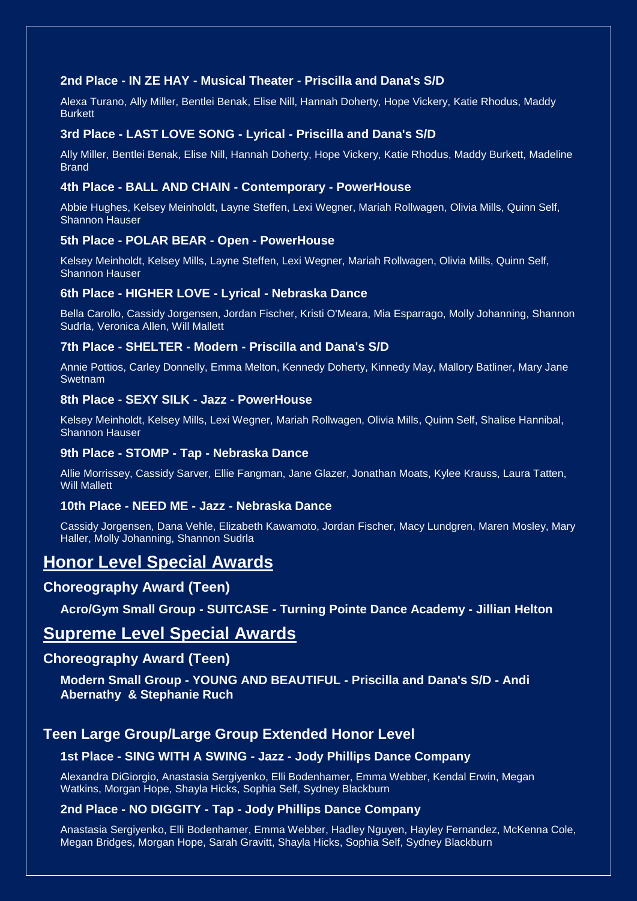**2nd Place - IN ZE HAY - Musical Theater - Priscilla and Dana's S/D**

Alexa Turano, Ally Miller, Bentlei Benak, Elise Nill, Hannah Doherty, Hope Vickery, Katie Rhodus, Maddy Burkett

**3rd Place - LAST LOVE SONG - Lyrical - Priscilla and Dana's S/D**

Ally Miller, Bentlei Benak, Elise Nill, Hannah Doherty, Hope Vickery, Katie Rhodus, Maddy Burkett, Madeline Brand

**4th Place - BALL AND CHAIN - Contemporary - PowerHouse**

Abbie Hughes, Kelsey Meinholdt, Layne Steffen, Lexi Wegner, Mariah Rollwagen, Olivia Mills, Quinn Self, Shannon Hauser

**5th Place - POLAR BEAR - Open - PowerHouse**

Kelsey Meinholdt, Kelsey Mills, Layne Steffen, Lexi Wegner, Mariah Rollwagen, Olivia Mills, Quinn Self, Shannon Hauser

**6th Place - HIGHER LOVE - Lyrical - Nebraska Dance**

Bella Carollo, Cassidy Jorgensen, Jordan Fischer, Kristi O'Meara, Mia Esparrago, Molly Johanning, Shannon Sudrla, Veronica Allen, Will Mallett

**7th Place - SHELTER - Modern - Priscilla and Dana's S/D**

Annie Pottios, Carley Donnelly, Emma Melton, Kennedy Doherty, Kinnedy May, Mallory Batliner, Mary Jane Swetnam

**8th Place - SEXY SILK - Jazz - PowerHouse**

Kelsey Meinholdt, Kelsey Mills, Lexi Wegner, Mariah Rollwagen, Olivia Mills, Quinn Self, Shalise Hannibal, Shannon Hauser

**9th Place - STOMP - Tap - Nebraska Dance**

Allie Morrissey, Cassidy Sarver, Ellie Fangman, Jane Glazer, Jonathan Moats, Kylee Krauss, Laura Tatten, Will Mallett

**10th Place - NEED ME - Jazz - Nebraska Dance**

Cassidy Jorgensen, Dana Vehle, Elizabeth Kawamoto, Jordan Fischer, Macy Lundgren, Maren Mosley, Mary Haller, Molly Johanning, Shannon Sudrla

## Honor Level Special Awards

### Choreography Award (Teen)

**Acro/Gym Small Group - SUITCASE - Turning Pointe Dance Academy - Jillian Helton**

## Supreme Level Special Awards

### Choreography Award (Teen)

**Modern Small Group - YOUNG AND BEAUTIFUL - Priscilla and Dana's S/D - Andi Abernathy & Stephanie Ruch**

### Teen Large Group/Large Group Extended Honor Level

**1st Place - SING WITH A SWING - Jazz - Jody Phillips Dance Company**

Alexandra DiGiorgio, Anastasia Sergiyenko, Elli Bodenhamer, Emma Webber, Kendal Erwin, Megan Watkins, Morgan Hope, Shayla Hicks, Sophia Self, Sydney Blackburn

**2nd Place - NO DIGGITY - Tap - Jody Phillips Dance Company**

Anastasia Sergiyenko, Elli Bodenhamer, Emma Webber, Hadley Nguyen, Hayley Fernandez, McKenna Cole, Megan Bridges, Morgan Hope, Sarah Gravitt, Shayla Hicks, Sophia Self, Sydney Blackburn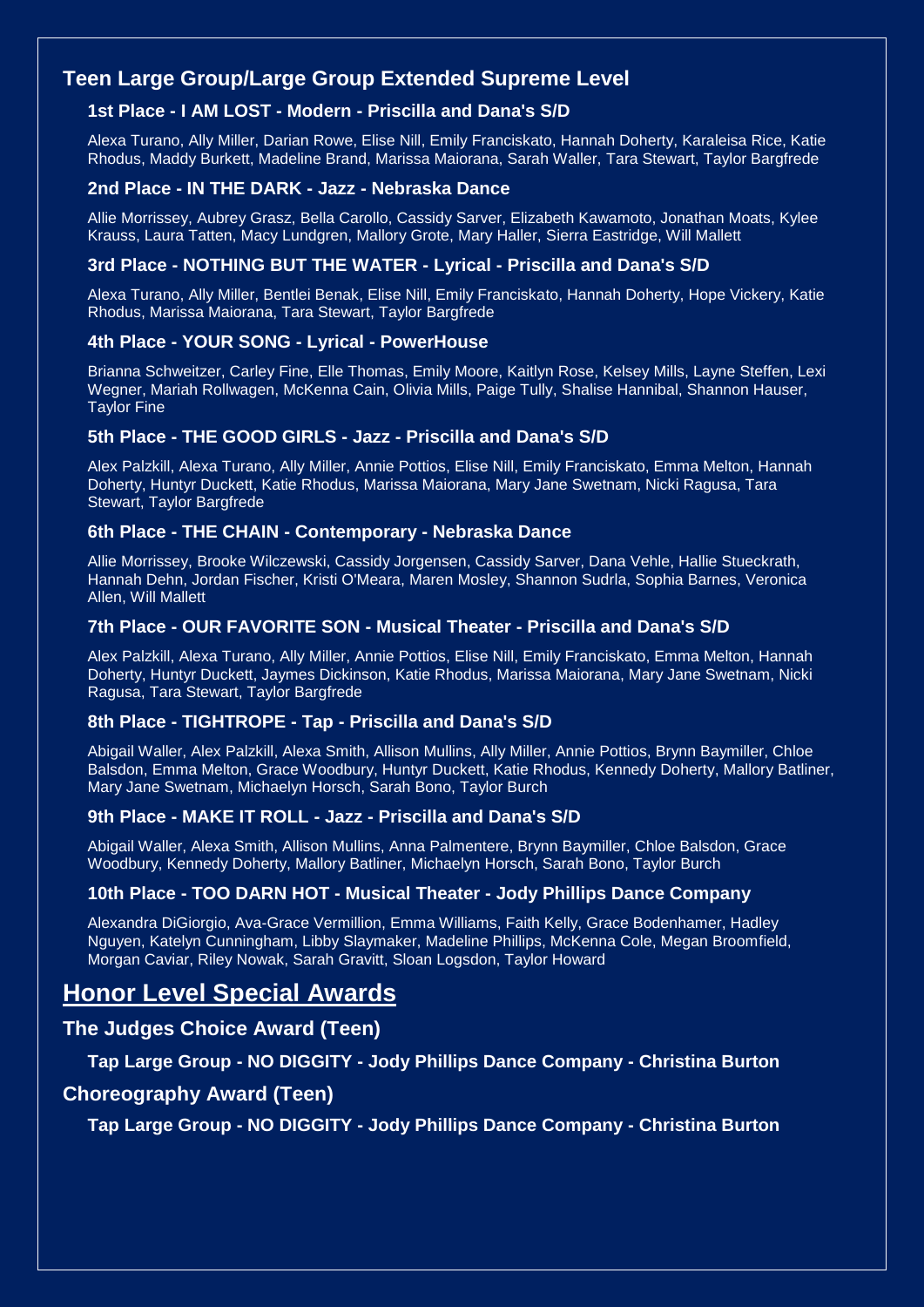## Teen Large Group/Large Group Extended Supreme Level

### 1st Place - I AM LOST - Modern - Priscilla and Dana's S/D

Alexa Turano, Ally Miller, Darian Rowe, Elise Nill, Emily Franciskato, Hannah Doherty, Karaleisa Rice, Katie Rhodus, Maddy Burkett, Madeline Brand, Marissa Maiorana, Sarah Waller, Tara Stewart, Taylor Bargfrede

### 2nd Place - IN THE DARK - Jazz - Nebraska Dance

Allie Morrissey, Aubrey Grasz, Bella Carollo, Cassidy Sarver, Elizabeth Kawamoto, Jonathan Moats, Kylee Krauss, Laura Tatten, Macy Lundgren, Mallory Grote, Mary Haller, Sierra Eastridge, Will Mallett

### 3rd Place - NOTHING BUT THE WATER - Lyrical - Priscilla and Dana's S/D

Alexa Turano, Ally Miller, Bentlei Benak, Elise Nill, Emily Franciskato, Hannah Doherty, Hope Vickery, Katie Rhodus, Marissa Maiorana, Tara Stewart, Taylor Bargfrede

### 4th Place - YOUR SONG - Lyrical - PowerHouse

Brianna Schweitzer, Carley Fine, Elle Thomas, Emily Moore, Kaitlyn Rose, Kelsey Mills, Layne Steffen, Lexi Wegner, Mariah Rollwagen, McKenna Cain, Olivia Mills, Paige Tully, Shalise Hannibal, Shannon Hauser, Taylor Fine

### 5th Place - THE GOOD GIRLS - Jazz - Priscilla and Dana's S/D

Alex Palzkill, Alexa Turano, Ally Miller, Annie Pottios, Elise Nill, Emily Franciskato, Emma Melton, Hannah Doherty, Huntyr Duckett, Katie Rhodus, Marissa Maiorana, Mary Jane Swetnam, Nicki Ragusa, Tara Stewart, Taylor Bargfrede

### 6th Place - THE CHAIN - Contemporary - Nebraska Dance

Allie Morrissey, Brooke Wilczewski, Cassidy Jorgensen, Cassidy Sarver, Dana Vehle, Hallie Stueckrath, Hannah Dehn, Jordan Fischer, Kristi O'Meara, Maren Mosley, Shannon Sudrla, Sophia Barnes, Veronica Allen, Will Mallett

### 7th Place - OUR FAVORITE SON - Musical Theater - Priscilla and Dana's S/D

Alex Palzkill, Alexa Turano, Ally Miller, Annie Pottios, Elise Nill, Emily Franciskato, Emma Melton, Hannah Doherty, Huntyr Duckett, Jaymes Dickinson, Katie Rhodus, Marissa Maiorana, Mary Jane Swetnam, Nicki Ragusa, Tara Stewart, Taylor Bargfrede

### 8th Place - TIGHTROPE - Tap - Priscilla and Dana's S/D

Abigail Waller, Alex Palzkill, Alexa Smith, Allison Mullins, Ally Miller, Annie Pottios, Brynn Baymiller, Chloe Balsdon, Emma Melton, Grace Woodbury, Huntyr Duckett, Katie Rhodus, Kennedy Doherty, Mallory Batliner, Mary Jane Swetnam, Michaelyn Horsch, Sarah Bono, Taylor Burch

### 9th Place - MAKE IT ROLL - Jazz - Priscilla and Dana's S/D

Abigail Waller, Alexa Smith, Allison Mullins, Anna Palmentere, Brynn Baymiller, Chloe Balsdon, Grace Woodbury, Kennedy Doherty, Mallory Batliner, Michaelyn Horsch, Sarah Bono, Taylor Burch

### 10th Place - TOO DARN HOT - Musical Theater - Jody Phillips Dance Company

Alexandra DiGiorgio, Ava-Grace Vermillion, Emma Williams, Faith Kelly, Grace Bodenhamer, Hadley Nguyen, Katelyn Cunningham, Libby Slaymaker, Madeline Phillips, McKenna Cole, Megan Broomfield, Morgan Caviar, Riley Nowak, Sarah Gravitt, Sloan Logsdon, Taylor Howard

# Honor Level Special Awards

## The Judges Choice Award (Teen)

**Tap Large Group - NO DIGGITY - Jody Phillips Dance Company - Christina Burton**

## Choreography Award (Teen)

**Tap Large Group - NO DIGGITY - Jody Phillips Dance Company - Christina Burton**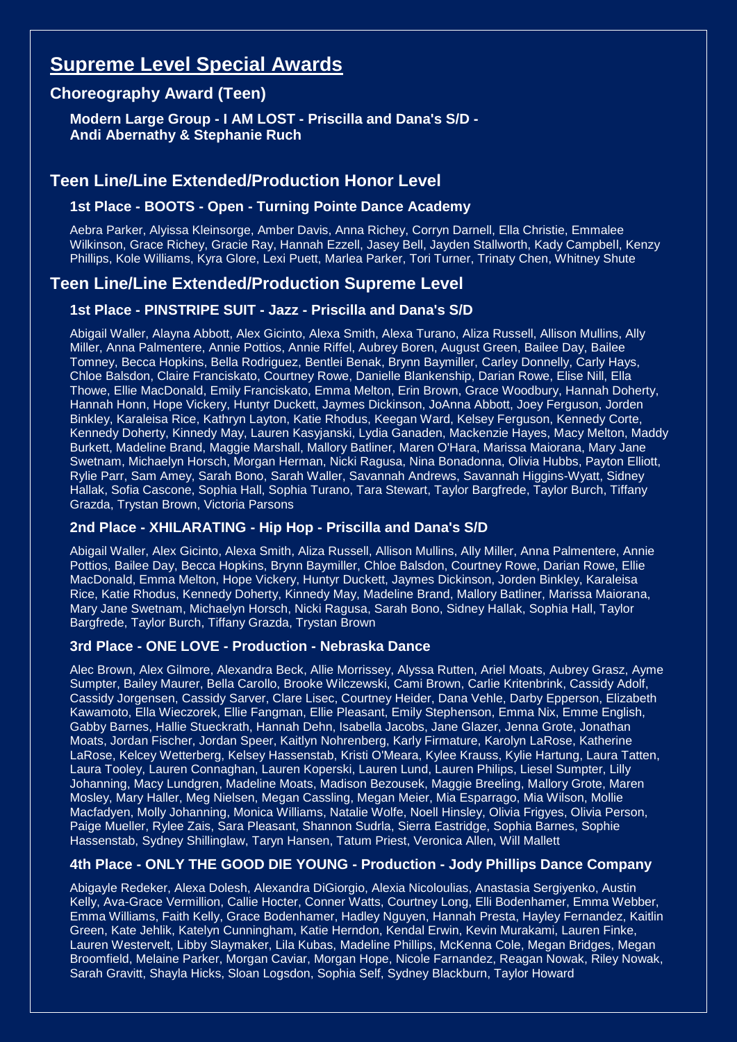# Supreme Level Special Awards

## Choreography Award (Teen)

**Modern Large Group - I AM LOST - Priscilla and Dana's S/D - Andi Abernathy & Stephanie Ruch**

## Teen Line/Line Extended/Production Honor Level

### 1st Place - BOOTS - Open - Turning Pointe Dance Academy

Aebra Parker, Alyissa Kleinsorge, Amber Davis, Anna Richey, Corryn Darnell, Ella Christie, Emmalee Wilkinson, Grace Richey, Gracie Ray, Hannah Ezzell, Jasey Bell, Jayden Stallworth, Kady Campbell, Kenzy Phillips, Kole Williams, Kyra Glore, Lexi Puett, Marlea Parker, Tori Turner, Trinaty Chen, Whitney Shute

## Teen Line/Line Extended/Production Supreme Level

### 1st Place - PINSTRIPE SUIT - Jazz - Priscilla and Dana's S/D

Abigail Waller, Alayna Abbott, Alex Gicinto, Alexa Smith, Alexa Turano, Aliza Russell, Allison Mullins, Ally Miller, Anna Palmentere, Annie Pottios, Annie Riffel, Aubrey Boren, August Green, Bailee Day, Bailee Tomney, Becca Hopkins, Bella Rodriguez, Bentlei Benak, Brynn Baymiller, Carley Donnelly, Carly Hays, Chloe Balsdon, Claire Franciskato, Courtney Rowe, Danielle Blankenship, Darian Rowe, Elise Nill, Ella Thowe, Ellie MacDonald, Emily Franciskato, Emma Melton, Erin Brown, Grace Woodbury, Hannah Doherty, Hannah Honn, Hope Vickery, Huntyr Duckett, Jaymes Dickinson, JoAnna Abbott, Joey Ferguson, Jorden Binkley, Karaleisa Rice, Kathryn Layton, Katie Rhodus, Keegan Ward, Kelsey Ferguson, Kennedy Corte, Kennedy Doherty, Kinnedy May, Lauren Kasyjanski, Lydia Ganaden, Mackenzie Hayes, Macy Melton, Maddy Burkett, Madeline Brand, Maggie Marshall, Mallory Batliner, Maren O'Hara, Marissa Maiorana, Mary Jane Swetnam, Michaelyn Horsch, Morgan Herman, Nicki Ragusa, Nina Bonadonna, Olivia Hubbs, Payton Elliott, Rylie Parr, Sam Amey, Sarah Bono, Sarah Waller, Savannah Andrews, Savannah Higgins-Wyatt, Sidney Hallak, Sofia Cascone, Sophia Hall, Sophia Turano, Tara Stewart, Taylor Bargfrede, Taylor Burch, Tiffany Grazda, Trystan Brown, Victoria Parsons

### 2nd Place - XHILARATING - Hip Hop - Priscilla and Dana's S/D

Abigail Waller, Alex Gicinto, Alexa Smith, Aliza Russell, Allison Mullins, Ally Miller, Anna Palmentere, Annie Pottios, Bailee Day, Becca Hopkins, Brynn Baymiller, Chloe Balsdon, Courtney Rowe, Darian Rowe, Ellie MacDonald, Emma Melton, Hope Vickery, Huntyr Duckett, Jaymes Dickinson, Jorden Binkley, Karaleisa Rice, Katie Rhodus, Kennedy Doherty, Kinnedy May, Madeline Brand, Mallory Batliner, Marissa Maiorana, Mary Jane Swetnam, Michaelyn Horsch, Nicki Ragusa, Sarah Bono, Sidney Hallak, Sophia Hall, Taylor Bargfrede, Taylor Burch, Tiffany Grazda, Trystan Brown

### 3rd Place - ONE LOVE - Production - Nebraska Dance

Alec Brown, Alex Gilmore, Alexandra Beck, Allie Morrissey, Alyssa Rutten, Ariel Moats, Aubrey Grasz, Ayme Sumpter, Bailey Maurer, Bella Carollo, Brooke Wilczewski, Cami Brown, Carlie Kritenbrink, Cassidy Adolf, Cassidy Jorgensen, Cassidy Sarver, Clare Lisec, Courtney Heider, Dana Vehle, Darby Epperson, Elizabeth Kawamoto, Ella Wieczorek, Ellie Fangman, Ellie Pleasant, Emily Stephenson, Emma Nix, Emme English, Gabby Barnes, Hallie Stueckrath, Hannah Dehn, Isabella Jacobs, Jane Glazer, Jenna Grote, Jonathan Moats, Jordan Fischer, Jordan Speer, Kaitlyn Nohrenberg, Karly Firmature, Karolyn LaRose, Katherine LaRose, Kelcey Wetterberg, Kelsey Hassenstab, Kristi O'Meara, Kylee Krauss, Kylie Hartung, Laura Tatten, Laura Tooley, Lauren Connaghan, Lauren Koperski, Lauren Lund, Lauren Philips, Liesel Sumpter, Lilly Johanning, Macy Lundgren, Madeline Moats, Madison Bezousek, Maggie Breeling, Mallory Grote, Maren Mosley, Mary Haller, Meg Nielsen, Megan Cassling, Megan Meier, Mia Esparrago, Mia Wilson, Mollie Macfadyen, Molly Johanning, Monica Williams, Natalie Wolfe, Noell Hinsley, Olivia Frigyes, Olivia Person, Paige Mueller, Rylee Zais, Sara Pleasant, Shannon Sudrla, Sierra Eastridge, Sophia Barnes, Sophie Hassenstab, Sydney Shillinglaw, Taryn Hansen, Tatum Priest, Veronica Allen, Will Mallett

### 4th Place - ONLY THE GOOD DIE YOUNG - Production - Jody Phillips Dance Company

Abigayle Redeker, Alexa Dolesh, Alexandra DiGiorgio, Alexia Nicoloulias, Anastasia Sergiyenko, Austin Kelly, Ava-Grace Vermillion, Callie Hocter, Conner Watts, Courtney Long, Elli Bodenhamer, Emma Webber, Emma Williams, Faith Kelly, Grace Bodenhamer, Hadley Nguyen, Hannah Presta, Hayley Fernandez, Kaitlin Green, Kate Jehlik, Katelyn Cunningham, Katie Herndon, Kendal Erwin, Kevin Murakami, Lauren Finke, Lauren Westervelt, Libby Slaymaker, Lila Kubas, Madeline Phillips, McKenna Cole, Megan Bridges, Megan Broomfield, Melaine Parker, Morgan Caviar, Morgan Hope, Nicole Farnandez, Reagan Nowak, Riley Nowak, Sarah Gravitt, Shayla Hicks, Sloan Logsdon, Sophia Self, Sydney Blackburn, Taylor Howard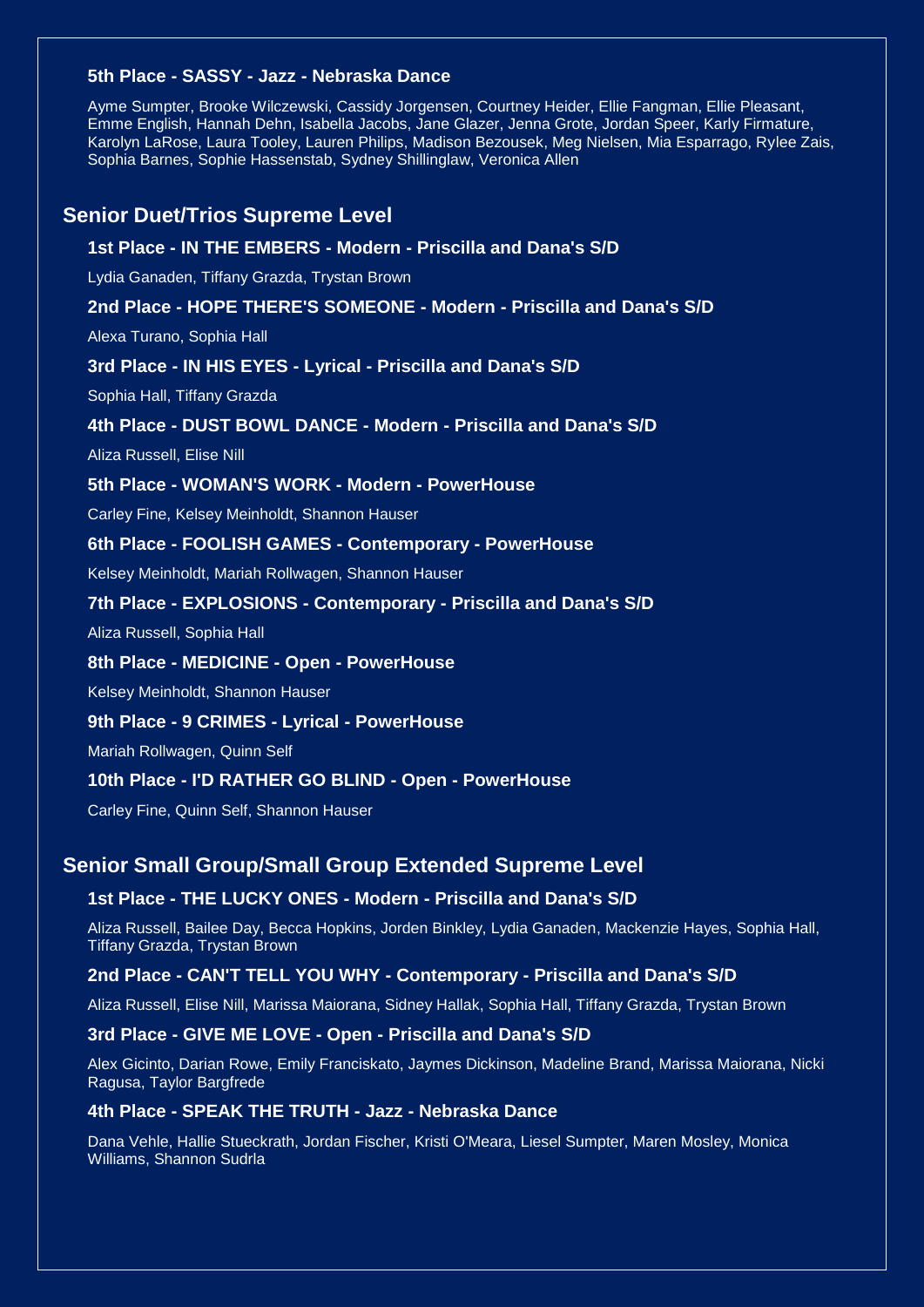**5th Place - SASSY - Jazz - Nebraska Dance**

Ayme Sumpter, Brooke Wilczewski, Cassidy Jorgensen, Courtney Heider, Ellie Fangman, Ellie Pleasant, Emme English, Hannah Dehn, Isabella Jacobs, Jane Glazer, Jenna Grote, Jordan Speer, Karly Firmature, Karolyn LaRose, Laura Tooley, Lauren Philips, Madison Bezousek, Meg Nielsen, Mia Esparrago, Rylee Zais, Sophia Barnes, Sophie Hassenstab, Sydney Shillinglaw, Veronica Allen

## Senior Duet/Trios Supreme Level

**1st Place - IN THE EMBERS - Modern - Priscilla and Dana's S/D**

Lydia Ganaden, Tiffany Grazda, Trystan Brown

**2nd Place - HOPE THERE'S SOMEONE - Modern - Priscilla and Dana's S/D**

Alexa Turano, Sophia Hall

**3rd Place - IN HIS EYES - Lyrical - Priscilla and Dana's S/D**

Sophia Hall, Tiffany Grazda

**4th Place - DUST BOWL DANCE - Modern - Priscilla and Dana's S/D**

Aliza Russell, Elise Nill

**5th Place - WOMAN'S WORK - Modern - PowerHouse**

Carley Fine, Kelsey Meinholdt, Shannon Hauser

**6th Place - FOOLISH GAMES - Contemporary - PowerHouse**

Kelsey Meinholdt, Mariah Rollwagen, Shannon Hauser

**7th Place - EXPLOSIONS - Contemporary - Priscilla and Dana's S/D**

Aliza Russell, Sophia Hall

**8th Place - MEDICINE - Open - PowerHouse**

Kelsey Meinholdt, Shannon Hauser

**9th Place - 9 CRIMES - Lyrical - PowerHouse**

Mariah Rollwagen, Quinn Self

**10th Place - I'D RATHER GO BLIND - Open - PowerHouse**

Carley Fine, Quinn Self, Shannon Hauser

## Senior Small Group/Small Group Extended Supreme Level

**1st Place - THE LUCKY ONES - Modern - Priscilla and Dana's S/D**

Aliza Russell, Bailee Day, Becca Hopkins, Jorden Binkley, Lydia Ganaden, Mackenzie Hayes, Sophia Hall, Tiffany Grazda, Trystan Brown

**2nd Place - CAN'T TELL YOU WHY - Contemporary - Priscilla and Dana's S/D**

Aliza Russell, Elise Nill, Marissa Maiorana, Sidney Hallak, Sophia Hall, Tiffany Grazda, Trystan Brown

**3rd Place - GIVE ME LOVE - Open - Priscilla and Dana's S/D**

Alex Gicinto, Darian Rowe, Emily Franciskato, Jaymes Dickinson, Madeline Brand, Marissa Maiorana, Nicki Ragusa, Taylor Bargfrede

**4th Place - SPEAK THE TRUTH - Jazz - Nebraska Dance**

Dana Vehle, Hallie Stueckrath, Jordan Fischer, Kristi O'Meara, Liesel Sumpter, Maren Mosley, Monica Williams, Shannon Sudrla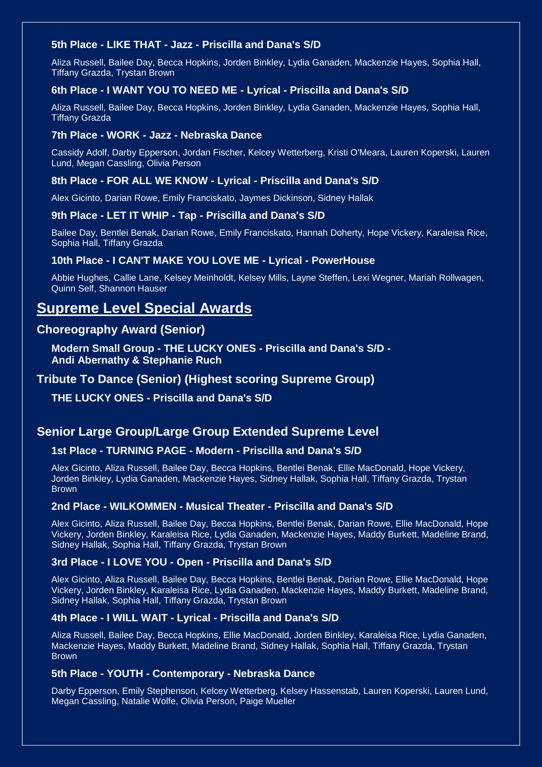**5th Place - LIKE THAT - Jazz - Priscilla and Dana's S/D**

Aliza Russell, Bailee Day, Becca Hopkins, Jorden Binkley, Lydia Ganaden, Mackenzie Hayes, Sophia Hall, Tiffany Grazda, Trystan Brown

**6th Place - I WANT YOU TO NEED ME - Lyrical - Priscilla and Dana's S/D**

Aliza Russell, Bailee Day, Becca Hopkins, Jorden Binkley, Lydia Ganaden, Mackenzie Hayes, Sophia Hall, Tiffany Grazda

**7th Place - WORK - Jazz - Nebraska Dance**

Cassidy Adolf, Darby Epperson, Jordan Fischer, Kelcey Wetterberg, Kristi O'Meara, Lauren Koperski, Lauren Lund, Megan Cassling, Olivia Person

**8th Place - FOR ALL WE KNOW - Lyrical - Priscilla and Dana's S/D**

Alex Gicinto, Darian Rowe, Emily Franciskato, Jaymes Dickinson, Sidney Hallak

**9th Place - LET IT WHIP - Tap - Priscilla and Dana's S/D**

Bailee Day, Bentlei Benak, Darian Rowe, Emily Franciskato, Hannah Doherty, Hope Vickery, Karaleisa Rice, Sophia Hall, Tiffany Grazda

**10th Place - I CAN'T MAKE YOU LOVE ME - Lyrical - PowerHouse**

Abbie Hughes, Callie Lane, Kelsey Meinholdt, Kelsey Mills, Layne Steffen, Lexi Wegner, Mariah Rollwagen, Quinn Self, Shannon Hauser

## Supreme Level Special Awards

### Choreography Award (Senior)

**Modern Small Group - THE LUCKY ONES - Priscilla and Dana's S/D - Andi Abernathy & Stephanie Ruch**

### Tribute To Dance (Senior) (Highest scoring Supreme Group)

**THE LUCKY ONES - Priscilla and Dana's S/D**

### Senior Large Group/Large Group Extended Supreme Level

**1st Place - TURNING PAGE - Modern - Priscilla and Dana's S/D**

Alex Gicinto, Aliza Russell, Bailee Day, Becca Hopkins, Bentlei Benak, Ellie MacDonald, Hope Vickery, Jorden Binkley, Lydia Ganaden, Mackenzie Hayes, Sidney Hallak, Sophia Hall, Tiffany Grazda, Trystan Brown

**2nd Place - WILKOMMEN - Musical Theater - Priscilla and Dana's S/D**

Alex Gicinto, Aliza Russell, Bailee Day, Becca Hopkins, Bentlei Benak, Darian Rowe, Ellie MacDonald, Hope Vickery, Jorden Binkley, Karaleisa Rice, Lydia Ganaden, Mackenzie Hayes, Maddy Burkett, Madeline Brand, Sidney Hallak, Sophia Hall, Tiffany Grazda, Trystan Brown

**3rd Place - I LOVE YOU - Open - Priscilla and Dana's S/D**

Alex Gicinto, Aliza Russell, Bailee Day, Becca Hopkins, Bentlei Benak, Darian Rowe, Ellie MacDonald, Hope Vickery, Jorden Binkley, Karaleisa Rice, Lydia Ganaden, Mackenzie Hayes, Maddy Burkett, Madeline Brand, Sidney Hallak, Sophia Hall, Tiffany Grazda, Trystan Brown

**4th Place - I WILL WAIT - Lyrical - Priscilla and Dana's S/D**

Aliza Russell, Bailee Day, Becca Hopkins, Ellie MacDonald, Jorden Binkley, Karaleisa Rice, Lydia Ganaden, Mackenzie Hayes, Maddy Burkett, Madeline Brand, Sidney Hallak, Sophia Hall, Tiffany Grazda, Trystan Brown

**5th Place - YOUTH - Contemporary - Nebraska Dance**

Darby Epperson, Emily Stephenson, Kelcey Wetterberg, Kelsey Hassenstab, Lauren Koperski, Lauren Lund, Megan Cassling, Natalie Wolfe, Olivia Person, Paige Mueller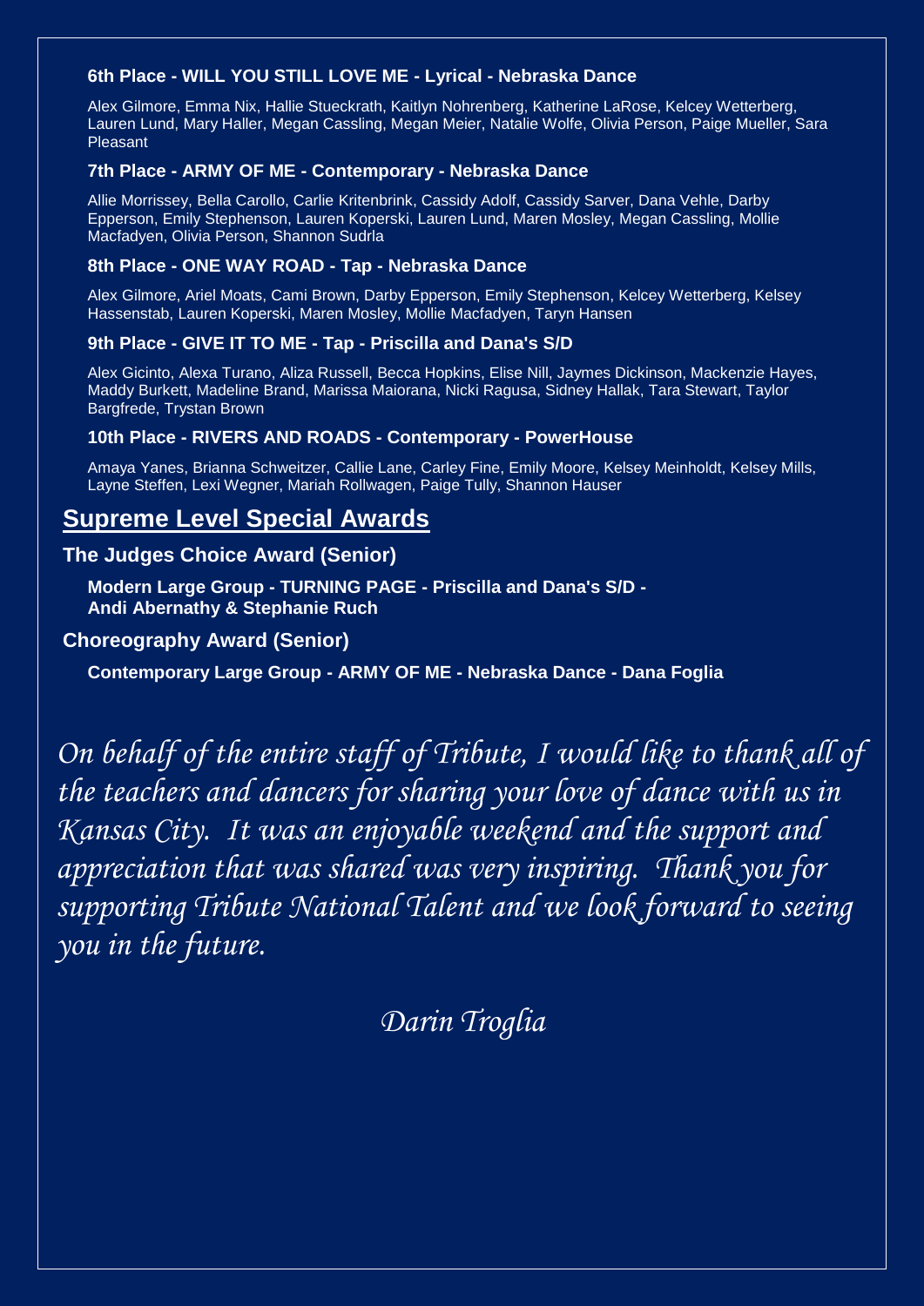**6th Place - WILL YOU STILL LOVE ME - Lyrical - Nebraska Dance**

Alex Gilmore, Emma Nix, Hallie Stueckrath, Kaitlyn Nohrenberg, Katherine LaRose, Kelcey Wetterberg, Lauren Lund, Mary Haller, Megan Cassling, Megan Meier, Natalie Wolfe, Olivia Person, Paige Mueller, Sara Pleasant

**7th Place - ARMY OF ME - Contemporary - Nebraska Dance**

Allie Morrissey, Bella Carollo, Carlie Kritenbrink, Cassidy Adolf, Cassidy Sarver, Dana Vehle, Darby Epperson, Emily Stephenson, Lauren Koperski, Lauren Lund, Maren Mosley, Megan Cassling, Mollie Macfadyen, Olivia Person, Shannon Sudrla

**8th Place - ONE WAY ROAD - Tap - Nebraska Dance**

Alex Gilmore, Ariel Moats, Cami Brown, Darby Epperson, Emily Stephenson, Kelcey Wetterberg, Kelsey Hassenstab, Lauren Koperski, Maren Mosley, Mollie Macfadyen, Taryn Hansen

**9th Place - GIVE IT TO ME - Tap - Priscilla and Dana's S/D**

Alex Gicinto, Alexa Turano, Aliza Russell, Becca Hopkins, Elise Nill, Jaymes Dickinson, Mackenzie Hayes, Maddy Burkett, Madeline Brand, Marissa Maiorana, Nicki Ragusa, Sidney Hallak, Tara Stewart, Taylor Bargfrede, Trystan Brown

**10th Place - RIVERS AND ROADS - Contemporary - PowerHouse**

Amaya Yanes, Brianna Schweitzer, Callie Lane, Carley Fine, Emily Moore, Kelsey Meinholdt, Kelsey Mills, Layne Steffen, Lexi Wegner, Mariah Rollwagen, Paige Tully, Shannon Hauser

## Supreme Level Special Awards

### The Judges Choice Award (Senior)

**Modern Large Group - TURNING PAGE - Priscilla and Dana's S/D - Andi Abernathy & Stephanie Ruch**

### Choreography Award (Senior)

**Contemporary Large Group - ARMY OF ME - Nebraska Dance - Dana Foglia**

*On behalf of the entire staff of Tribute, I would like to thank all of the teachers and dancers for sharing your love of dance with us in Kansas City. It was an enjoyable weekend and the support and appreciation that was shared was very inspiring. Thank you for supporting Tribute National Talent and we look forward to seeing you in the future.*

*Darin Troglia*